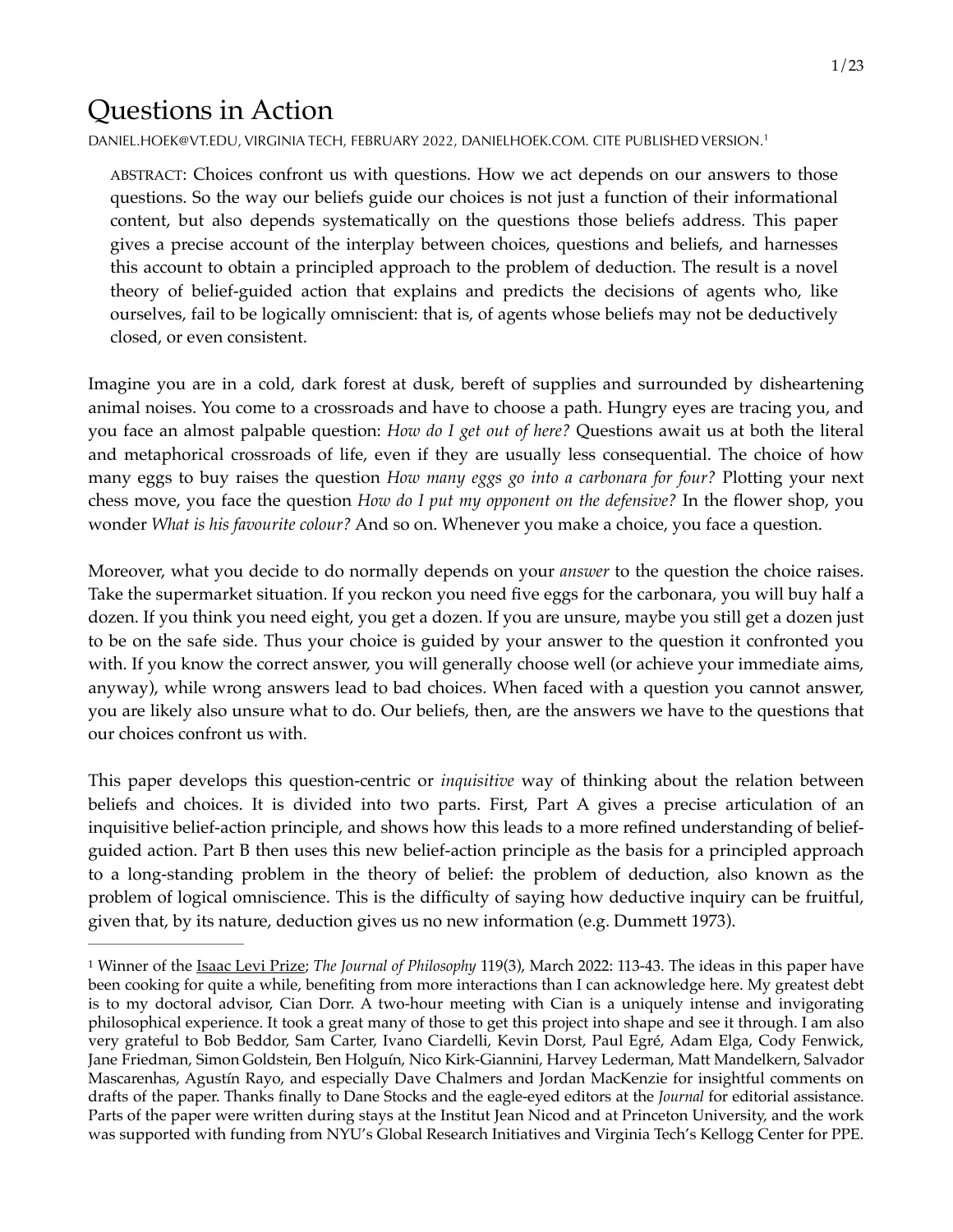# Questions in Action

DANIEL.HOEK@VT.EDU, VIRGINIA TECH, FEBRUARY 2022, DANIELHOEK.COM. CITE PUBLISHED VERSION.[1]

> ABSTRACT: Choices confront us with questions. How we act depends on our answers to those questions. So the way our beliefs guide our choices is not just a function of their informational content, but also depends systematically on the questions those beliefs address. This paper gives a precise account of the interplay between choices, questions and beliefs, and harnesses this account to obtain a principled approach to the problem of deduction. The result is a novel theory of belief-guided action that explains and predicts the decisions of agents who, like ourselves, fail to be logically omniscient: that is, of agents whose beliefs may not be deductively closed, or even consistent.

Imagine you are in a cold, dark forest at dusk, bereft of supplies and surrounded by disheartening animal noises. You come to a crossroads and have to choose a path. Hungry eyes are tracing you, and you face an almost palpable question: *How do I get out of here?* Questions await us at both the literal and metaphorical crossroads of life, even if they are usually less consequential. The choice of how many eggs to buy raises the question *How many eggs go into a carbonara for four?* Plotting your next chess move, you face the question *How do I put my opponent on the defensive?* In the flower shop, you wonder *What is his favourite colour?* And so on. Whenever you make a choice, you face a question.

Moreover, what you decide to do normally depends on your *answer* to the question the choice raises. Take the supermarket situation. If you reckon you need five eggs for the carbonara, you will buy half a dozen. If you think you need eight, you get a dozen. If you are unsure, maybe you still get a dozen just to be on the safe side. Thus your choice is guided by your answer to the question it confronted you with. If you know the correct answer, you will generally choose well (or achieve your immediate aims, anyway), while wrong answers lead to bad choices. When faced with a question you cannot answer, you are likely also unsure what to do. Our beliefs, then, are the answers we have to the questions that our choices confront us with.

This paper develops this question-centric or *inquisitive* way of thinking about the relation between beliefs and choices. It is divided into two parts. First, Part A gives a precise articulation of an inquisitive belief-action principle, and shows how this leads to a more refined understanding of belief-guided action. Part B then uses this new belief-action principle as the basis for a principled approach to a long-standing problem in the theory of belief: the problem of deduction, also known as the problem of logical omniscience. This is the difficulty of saying how deductive inquiry can be fruitful, given that, by its nature, deduction gives us no new information (e.g. Dummett 1973).

---

[1] Winner of the Isaac Levi Prize; *The Journal of Philosophy* 119(3), March 2022: 113-43. The ideas in this paper have been cooking for quite a while, benefiting from more interactions than I can acknowledge here. My greatest debt is to my doctoral advisor, Cian Dorr. A two-hour meeting with Cian is a uniquely intense and invigorating philosophical experience. It took a great many of those to get this project into shape and see it through. I am also very grateful to Bob Beddor, Sam Carter, Ivano Ciardelli, Kevin Dorst, Paul Egré, Adam Elga, Cody Fenwick, Jane Friedman, Simon Goldstein, Ben Holguín, Nico Kirk-Giannini, Harvey Lederman, Matt Mandelkern, Salvador Mascarenhas, Agustín Rayo, and especially Dave Chalmers and Jordan MacKenzie for insightful comments on drafts of the paper. Thanks finally to Dane Stocks and the eagle-eyed editors at the *Journal* for editorial assistance. Parts of the paper were written during stays at the Institut Jean Nicod and at Princeton University, and the work was supported with funding from NYU's Global Research Initiatives and Virginia Tech's Kellogg Center for PPE.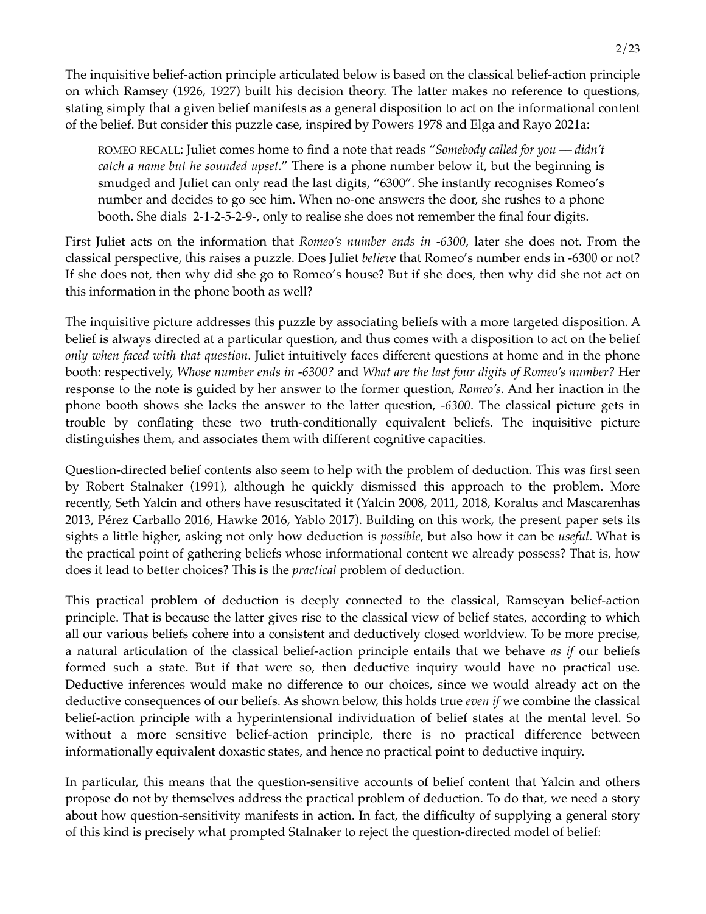The inquisitive belief-action principle articulated below is based on the classical belief-action principle on which Ramsey (1926, 1927) built his decision theory. The latter makes no reference to questions, stating simply that a given belief manifests as a general disposition to act on the informational content of the belief. But consider this puzzle case, inspired by Powers 1978 and Elga and Rayo 2021a:

> ROMEO RECALL: Juliet comes home to find a note that reads "*Somebody called for you — didn't catch a name but he sounded upset.*" There is a phone number below it, but the beginning is smudged and Juliet can only read the last digits, "6300". She instantly recognises Romeo's number and decides to go see him. When no-one answers the door, she rushes to a phone booth. She dials 2-1-2-5-2-9-, only to realise she does not remember the final four digits.

First Juliet acts on the information that *Romeo's number ends in -6300*, later she does not. From the classical perspective, this raises a puzzle. Does Juliet *believe* that Romeo's number ends in -6300 or not? If she does not, then why did she go to Romeo's house? But if she does, then why did she not act on this information in the phone booth as well?

The inquisitive picture addresses this puzzle by associating beliefs with a more targeted disposition. A belief is always directed at a particular question, and thus comes with a disposition to act on the belief *only when faced with that question*. Juliet intuitively faces different questions at home and in the phone booth: respectively, *Whose number ends in -6300?* and *What are the last four digits of Romeo's number?* Her response to the note is guided by her answer to the former question, *Romeo's*. And her inaction in the phone booth shows she lacks the answer to the latter question, *-6300*. The classical picture gets in trouble by conflating these two truth-conditionally equivalent beliefs. The inquisitive picture distinguishes them, and associates them with different cognitive capacities.

Question-directed belief contents also seem to help with the problem of deduction. This was first seen by Robert Stalnaker (1991), although he quickly dismissed this approach to the problem. More recently, Seth Yalcin and others have resuscitated it (Yalcin 2008, 2011, 2018, Koralus and Mascarenhas 2013, Pérez Carballo 2016, Hawke 2016, Yablo 2017). Building on this work, the present paper sets its sights a little higher, asking not only how deduction is *possible*, but also how it can be *useful*. What is the practical point of gathering beliefs whose informational content we already possess? That is, how does it lead to better choices? This is the *practical* problem of deduction.

This practical problem of deduction is deeply connected to the classical, Ramseyan belief-action principle. That is because the latter gives rise to the classical view of belief states, according to which all our various beliefs cohere into a consistent and deductively closed worldview. To be more precise, a natural articulation of the classical belief-action principle entails that we behave *as if* our beliefs formed such a state. But if that were so, then deductive inquiry would have no practical use. Deductive inferences would make no difference to our choices, since we would already act on the deductive consequences of our beliefs. As shown below, this holds true *even if* we combine the classical belief-action principle with a hyperintensional individuation of belief states at the mental level. So without a more sensitive belief-action principle, there is no practical difference between informationally equivalent doxastic states, and hence no practical point to deductive inquiry.

In particular, this means that the question-sensitive accounts of belief content that Yalcin and others propose do not by themselves address the practical problem of deduction. To do that, we need a story about how question-sensitivity manifests in action. In fact, the difficulty of supplying a general story of this kind is precisely what prompted Stalnaker to reject the question-directed model of belief: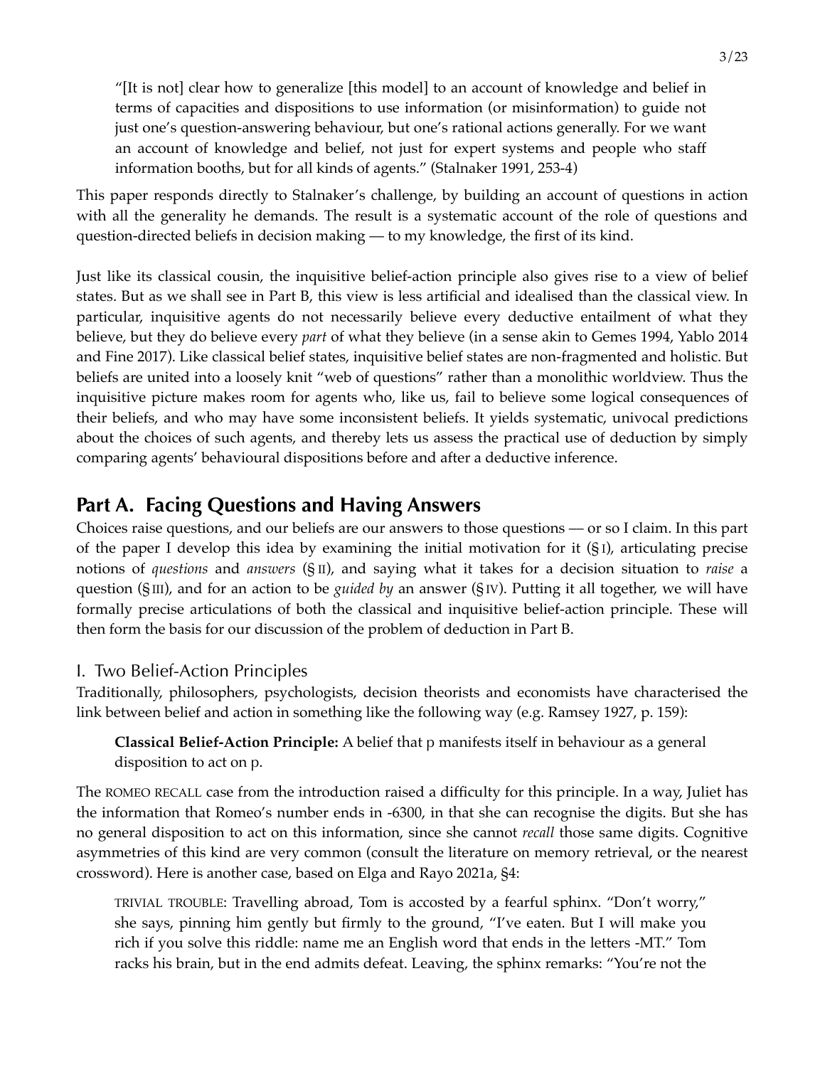> "[It is not] clear how to generalize [this model] to an account of knowledge and belief in terms of capacities and dispositions to use information (or misinformation) to guide not just one's question-answering behaviour, but one's rational actions generally. For we want an account of knowledge and belief, not just for expert systems and people who staff information booths, but for all kinds of agents." (Stalnaker 1991, 253-4)

This paper responds directly to Stalnaker's challenge, by building an account of questions in action with all the generality he demands. The result is a systematic account of the role of questions and question-directed beliefs in decision making — to my knowledge, the first of its kind.

Just like its classical cousin, the inquisitive belief-action principle also gives rise to a view of belief states. But as we shall see in Part B, this view is less artificial and idealised than the classical view. In particular, inquisitive agents do not necessarily believe every deductive entailment of what they believe, but they do believe every *part* of what they believe (in a sense akin to Gemes 1994, Yablo 2014 and Fine 2017). Like classical belief states, inquisitive belief states are non-fragmented and holistic. But beliefs are united into a loosely knit "web of questions" rather than a monolithic worldview. Thus the inquisitive picture makes room for agents who, like us, fail to believe some logical consequences of their beliefs, and who may have some inconsistent beliefs. It yields systematic, univocal predictions about the choices of such agents, and thereby lets us assess the practical use of deduction by simply comparing agents' behavioural dispositions before and after a deductive inference.

# Part A. Facing Questions and Having Answers

Choices raise questions, and our beliefs are our answers to those questions — or so I claim. In this part of the paper I develop this idea by examining the initial motivation for it (§ I), articulating precise notions of *questions* and *answers* (§ II), and saying what it takes for a decision situation to *raise* a question (§ III), and for an action to be *guided by* an answer (§ IV). Putting it all together, we will have formally precise articulations of both the classical and inquisitive belief-action principle. These will then form the basis for our discussion of the problem of deduction in Part B.

## I. Two Belief-Action Principles

Traditionally, philosophers, psychologists, decision theorists and economists have characterised the link between belief and action in something like the following way (e.g. Ramsey 1927, p. 159):

> **Classical Belief-Action Principle:** A belief that p manifests itself in behaviour as a general disposition to act on p.

The ROMEO RECALL case from the introduction raised a difficulty for this principle. In a way, Juliet has the information that Romeo's number ends in -6300, in that she can recognise the digits. But she has no general disposition to act on this information, since she cannot *recall* those same digits. Cognitive asymmetries of this kind are very common (consult the literature on memory retrieval, or the nearest crossword). Here is another case, based on Elga and Rayo 2021a, §4:

> TRIVIAL TROUBLE: Travelling abroad, Tom is accosted by a fearful sphinx. "Don't worry," she says, pinning him gently but firmly to the ground, "I've eaten. But I will make you rich if you solve this riddle: name me an English word that ends in the letters -MT." Tom racks his brain, but in the end admits defeat. Leaving, the sphinx remarks: "You're not the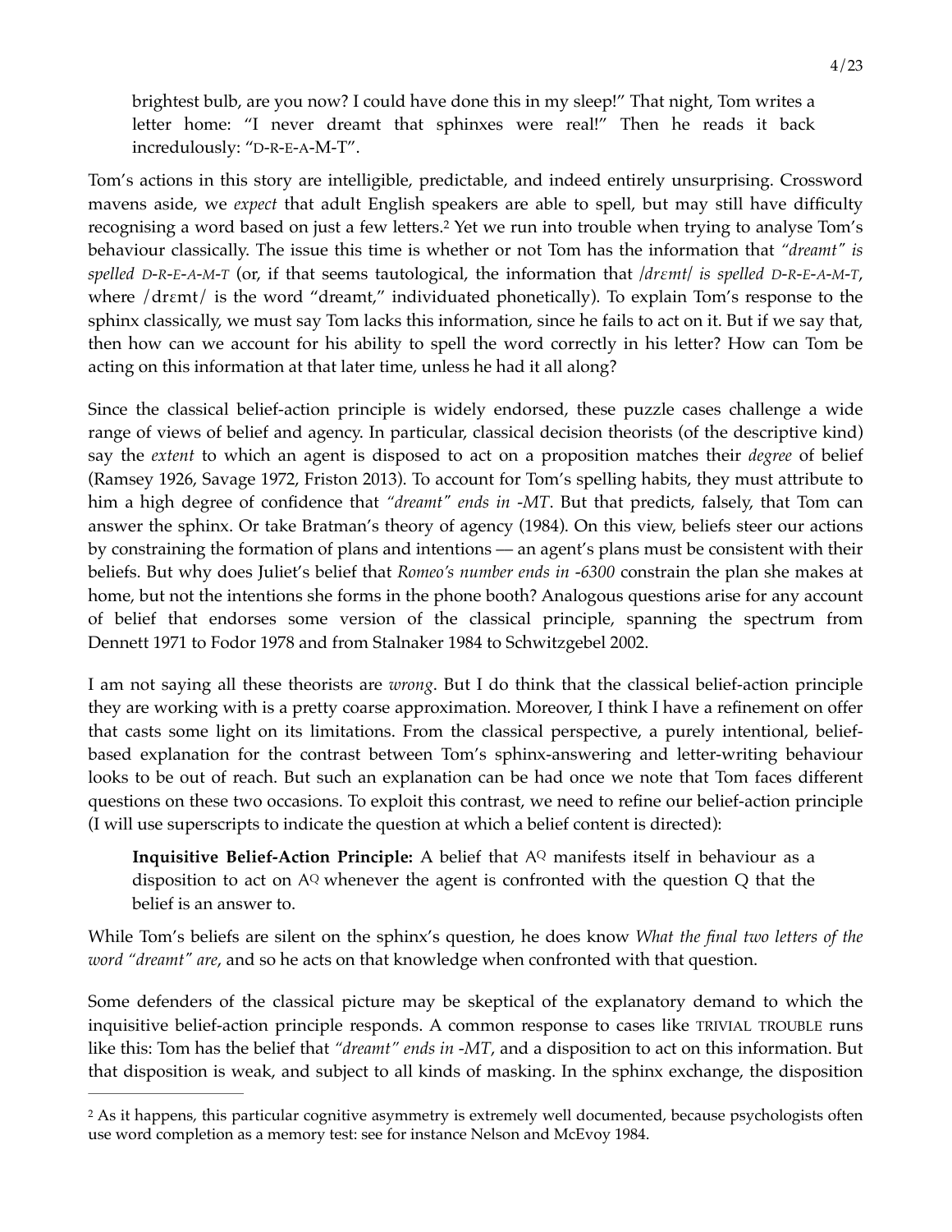brightest bulb, are you now? I could have done this in my sleep!" That night, Tom writes a letter home: "I never dreamt that sphinxes were real!" Then he reads it back incredulously: "D-R-E-A-M-T".

Tom's actions in this story are intelligible, predictable, and indeed entirely unsurprising. Crossword mavens aside, we *expect* that adult English speakers are able to spell, but may still have difficulty recognising a word based on just a few letters.[2] Yet we run into trouble when trying to analyse Tom's behaviour classically. The issue this time is whether or not Tom has the information that *"dreamt" is spelled D-R-E-A-M-T* (or, if that seems tautological, the information that */drɛmt/ is spelled D-R-E-A-M-T*, where /drɛmt/ is the word "dreamt," individuated phonetically). To explain Tom's response to the sphinx classically, we must say Tom lacks this information, since he fails to act on it. But if we say that, then how can we account for his ability to spell the word correctly in his letter? How can Tom be acting on this information at that later time, unless he had it all along?

Since the classical belief-action principle is widely endorsed, these puzzle cases challenge a wide range of views of belief and agency. In particular, classical decision theorists (of the descriptive kind) say the *extent* to which an agent is disposed to act on a proposition matches their *degree* of belief (Ramsey 1926, Savage 1972, Friston 2013). To account for Tom's spelling habits, they must attribute to him a high degree of confidence that *"dreamt" ends in -MT*. But that predicts, falsely, that Tom can answer the sphinx. Or take Bratman's theory of agency (1984). On this view, beliefs steer our actions by constraining the formation of plans and intentions — an agent's plans must be consistent with their beliefs. But why does Juliet's belief that *Romeo's number ends in -6300* constrain the plan she makes at home, but not the intentions she forms in the phone booth? Analogous questions arise for any account of belief that endorses some version of the classical principle, spanning the spectrum from Dennett 1971 to Fodor 1978 and from Stalnaker 1984 to Schwitzgebel 2002.

I am not saying all these theorists are *wrong*. But I do think that the classical belief-action principle they are working with is a pretty coarse approximation. Moreover, I think I have a refinement on offer that casts some light on its limitations. From the classical perspective, a purely intentional, belief-based explanation for the contrast between Tom's sphinx-answering and letter-writing behaviour looks to be out of reach. But such an explanation can be had once we note that Tom faces different questions on these two occasions. To exploit this contrast, we need to refine our belief-action principle (I will use superscripts to indicate the question at which a belief content is directed):

> **Inquisitive Belief-Action Principle:** A belief that $A^Q$ manifests itself in behaviour as a disposition to act on $A^Q$ whenever the agent is confronted with the question Q that the belief is an answer to.

While Tom's beliefs are silent on the sphinx's question, he does know *What the final two letters of the word "dreamt" are*, and so he acts on that knowledge when confronted with that question.

Some defenders of the classical picture may be skeptical of the explanatory demand to which the inquisitive belief-action principle responds. A common response to cases like TRIVIAL TROUBLE runs like this: Tom has the belief that *"dreamt" ends in -MT*, and a disposition to act on this information. But that disposition is weak, and subject to all kinds of masking. In the sphinx exchange, the disposition

---

[2] As it happens, this particular cognitive asymmetry is extremely well documented, because psychologists often use word completion as a memory test: see for instance Nelson and McEvoy 1984.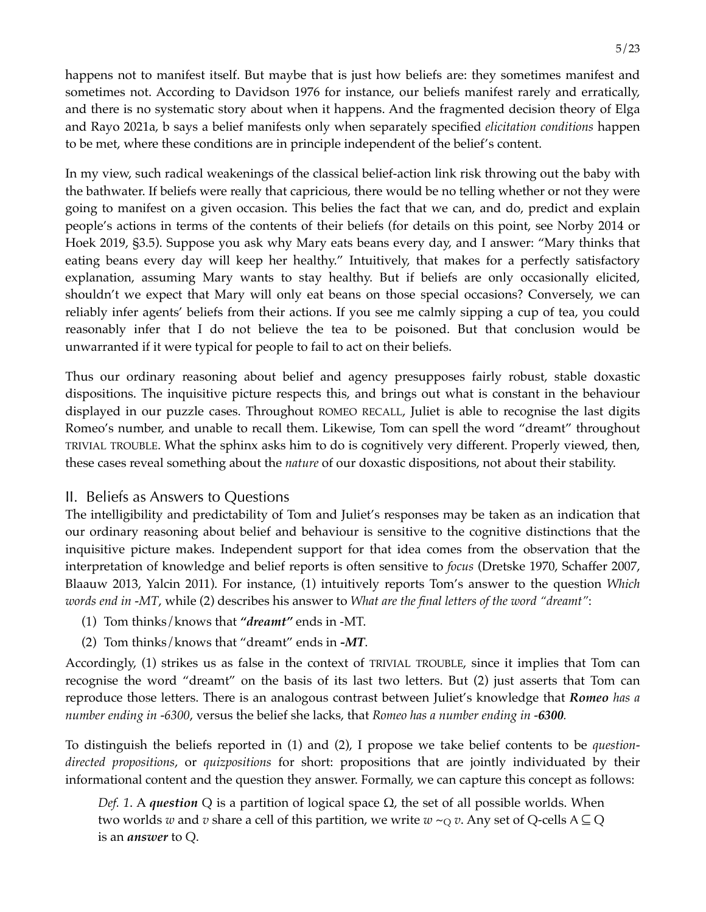happens not to manifest itself. But maybe that is just how beliefs are: they sometimes manifest and sometimes not. According to Davidson 1976 for instance, our beliefs manifest rarely and erratically, and there is no systematic story about when it happens. And the fragmented decision theory of Elga and Rayo 2021a, b says a belief manifests only when separately specified *elicitation conditions* happen to be met, where these conditions are in principle independent of the belief's content.

In my view, such radical weakenings of the classical belief-action link risk throwing out the baby with the bathwater. If beliefs were really that capricious, there would be no telling whether or not they were going to manifest on a given occasion. This belies the fact that we can, and do, predict and explain people's actions in terms of the contents of their beliefs (for details on this point, see Norby 2014 or Hoek 2019, §3.5). Suppose you ask why Mary eats beans every day, and I answer: "Mary thinks that eating beans every day will keep her healthy." Intuitively, that makes for a perfectly satisfactory explanation, assuming Mary wants to stay healthy. But if beliefs are only occasionally elicited, shouldn't we expect that Mary will only eat beans on those special occasions? Conversely, we can reliably infer agents' beliefs from their actions. If you see me calmly sipping a cup of tea, you could reasonably infer that I do not believe the tea to be poisoned. But that conclusion would be unwarranted if it were typical for people to fail to act on their beliefs.

Thus our ordinary reasoning about belief and agency presupposes fairly robust, stable doxastic dispositions. The inquisitive picture respects this, and brings out what is constant in the behaviour displayed in our puzzle cases. Throughout ROMEO RECALL, Juliet is able to recognise the last digits Romeo's number, and unable to recall them. Likewise, Tom can spell the word "dreamt" throughout TRIVIAL TROUBLE. What the sphinx asks him to do is cognitively very different. Properly viewed, then, these cases reveal something about the *nature* of our doxastic dispositions, not about their stability.

## II. Beliefs as Answers to Questions

The intelligibility and predictability of Tom and Juliet's responses may be taken as an indication that our ordinary reasoning about belief and behaviour is sensitive to the cognitive distinctions that the inquisitive picture makes. Independent support for that idea comes from the observation that the interpretation of knowledge and belief reports is often sensitive to *focus* (Dretske 1970, Schaffer 2007, Blaauw 2013, Yalcin 2011). For instance, (1) intuitively reports Tom's answer to the question *Which words end in -MT*, while (2) describes his answer to *What are the final letters of the word "dreamt"*:

(1) Tom thinks/knows that ***"dreamt"*** ends in -MT.

(2) Tom thinks/knows that "dreamt" ends in ***-MT***.

Accordingly, (1) strikes us as false in the context of TRIVIAL TROUBLE, since it implies that Tom can recognise the word "dreamt" on the basis of its last two letters. But (2) just asserts that Tom can reproduce those letters. There is an analogous contrast between Juliet's knowledge that ***Romeo*** *has a number ending in -6300*, versus the belief she lacks, that *Romeo has a number ending in* ***-6300***.

To distinguish the beliefs reported in (1) and (2), I propose we take belief contents to be *question-directed propositions*, or *quizpositions* for short: propositions that are jointly individuated by their informational content and the question they answer. Formally, we can capture this concept as follows:

> *Def. 1*. A ***question*** Q is a partition of logical space Ω, the set of all possible worlds. When two worlds $w$ and $v$ share a cell of this partition, we write $w \sim_Q v$. Any set of Q-cells $A \subseteq Q$ is an ***answer*** to Q.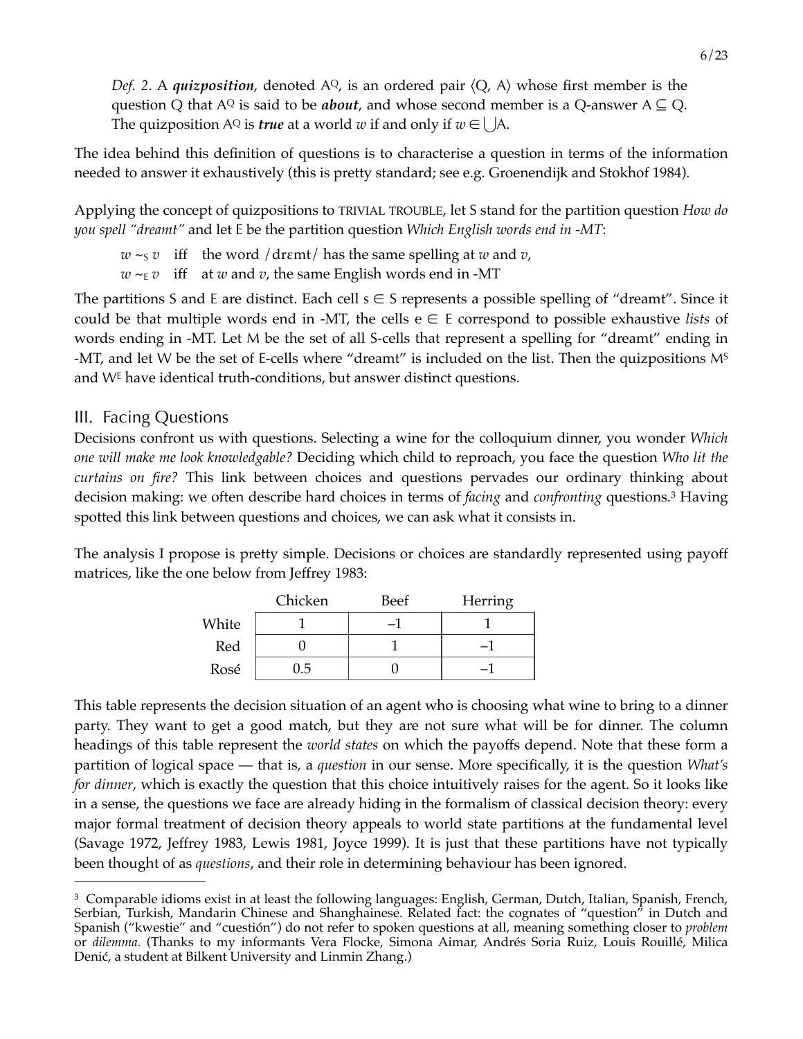*Def. 2*. A ***quizposition***, denoted $A^Q$, is an ordered pair $\langle Q, A\rangle$ whose first member is the question Q that $A^Q$ is said to be ***about***, and whose second member is a Q-answer $A \subseteq Q$. The quizposition $A^Q$ is ***true*** at a world $w$ if and only if $w \in \bigcup A$.

The idea behind this definition of questions is to characterise a question in terms of the information needed to answer it exhaustively (this is pretty standard; see e.g. Groenendijk and Stokhof 1984).

Applying the concept of quizpositions to TRIVIAL TROUBLE, let S stand for the partition question *How do you spell "dreamt"* and let E be the partition question *Which English words end in -MT*:

$w \sim_S v$ iff the word /drɛmt/ has the same spelling at $w$ and $v$,
$w \sim_E v$ iff at $w$ and $v$, the same English words end in -MT

The partitions S and E are distinct. Each cell $s \in S$ represents a possible spelling of "dreamt". Since it could be that multiple words end in -MT, the cells $e \in E$ correspond to possible exhaustive *lists* of words ending in -MT. Let M be the set of all S-cells that represent a spelling for "dreamt" ending in -MT, and let W be the set of E-cells where "dreamt" is included on the list. Then the quizpositions $M^S$ and $W^E$ have identical truth-conditions, but answer distinct questions.

## III. Facing Questions

Decisions confront us with questions. Selecting a wine for the colloquium dinner, you wonder *Which one will make me look knowledgable?* Deciding which child to reproach, you face the question *Who lit the curtains on fire?* This link between choices and questions pervades our ordinary thinking about decision making: we often describe hard choices in terms of *facing* and *confronting* questions.[3] Having spotted this link between questions and choices, we can ask what it consists in.

The analysis I propose is pretty simple. Decisions or choices are standardly represented using payoff matrices, like the one below from Jeffrey 1983:

| | Chicken | Beef | Herring |
|---|---|---|---|
| White | 1 | –1 | 1 |
| Red | 0 | 1 | –1 |
| Rosé | 0.5 | 0 | –1 |

This table represents the decision situation of an agent who is choosing what wine to bring to a dinner party. They want to get a good match, but they are not sure what will be for dinner. The column headings of this table represent the *world states* on which the payoffs depend. Note that these form a partition of logical space — that is, a *question* in our sense. More specifically, it is the question *What's for dinner*, which is exactly the question that this choice intuitively raises for the agent. So it looks like in a sense, the questions we face are already hiding in the formalism of classical decision theory: every major formal treatment of decision theory appeals to world state partitions at the fundamental level (Savage 1972, Jeffrey 1983, Lewis 1981, Joyce 1999). It is just that these partitions have not typically been thought of as *questions*, and their role in determining behaviour has been ignored.

---

[3] Comparable idioms exist in at least the following languages: English, German, Dutch, Italian, Spanish, French, Serbian, Turkish, Mandarin Chinese and Shanghainese. Related fact: the cognates of "question" in Dutch and Spanish ("kwestie" and "cuestión") do not refer to spoken questions at all, meaning something closer to *problem* or *dilemma*. (Thanks to my informants Vera Flocke, Simona Aimar, Andrés Soria Ruiz, Louis Rouillé, Milica Denić, a student at Bilkent University and Linmin Zhang.)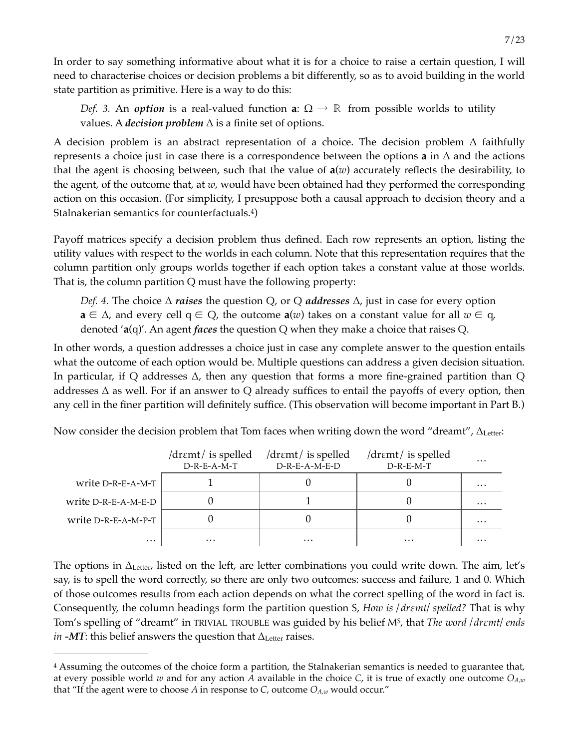In order to say something informative about what it is for a choice to raise a certain question, I will need to characterise choices or decision problems a bit differently, so as to avoid building in the world state partition as primitive. Here is a way to do this:

> *Def. 3.* An ***option*** is a real-valued function $\mathbf{a}$: $\Omega \rightarrow \mathbb{R}$ from possible worlds to utility values. A ***decision problem*** $\Delta$ is a finite set of options.

A decision problem is an abstract representation of a choice. The decision problem $\Delta$ faithfully represents a choice just in case there is a correspondence between the options $\mathbf{a}$ in $\Delta$ and the actions that the agent is choosing between, such that the value of $\mathbf{a}(w)$ accurately reflects the desirability, to the agent, of the outcome that, at $w$, would have been obtained had they performed the corresponding action on this occasion. (For simplicity, I presuppose both a causal approach to decision theory and a Stalnakerian semantics for counterfactuals.[4])

Payoff matrices specify a decision problem thus defined. Each row represents an option, listing the utility values with respect to the worlds in each column. Note that this representation requires that the column partition only groups worlds together if each option takes a constant value at those worlds. That is, the column partition Q must have the following property:

> *Def. 4.* The choice $\Delta$ ***raises*** the question Q, or Q ***addresses*** $\Delta$, just in case for every option $\mathbf{a} \in \Delta$, and every cell $q \in Q$, the outcome $\mathbf{a}(w)$ takes on a constant value for all $w \in q$, denoted '$\mathbf{a}(q)$'. An agent ***faces*** the question Q when they make a choice that raises Q.

In other words, a question addresses a choice just in case any complete answer to the question entails what the outcome of each option would be. Multiple questions can address a given decision situation. In particular, if Q addresses $\Delta$, then any question that forms a more fine-grained partition than Q addresses $\Delta$ as well. For if an answer to Q already suffices to entail the payoffs of every option, then any cell in the finer partition will definitely suffice. (This observation will become important in Part B.)

Now consider the decision problem that Tom faces when writing down the word "dreamt", $\Delta_{\text{Letter}}$:

| | /drɛmt/ is spelled D-R-E-A-M-T | /drɛmt/ is spelled D-R-E-A-M-E-D | /drɛmt/ is spelled D-R-E-M-T | … |
|---|---|---|---|---|
| write D-R-E-A-M-T | 1 | 0 | 0 | … |
| write D-R-E-A-M-E-D | 0 | 1 | 0 | … |
| write D-R-E-A-M-P-T | 0 | 0 | 0 | … |
| … | … | … | … | … |

The options in $\Delta_{\text{Letter}}$, listed on the left, are letter combinations you could write down. The aim, let's say, is to spell the word correctly, so there are only two outcomes: success and failure, 1 and 0. Which of those outcomes results from each action depends on what the correct spelling of the word in fact is. Consequently, the column headings form the partition question S, *How is /drɛmt/ spelled?* That is why Tom's spelling of "dreamt" in TRIVIAL TROUBLE was guided by his belief $M^S$, that *The word /drɛmt/ ends in **-MT***: this belief answers the question that $\Delta_{\text{Letter}}$ raises.

---

[4] Assuming the outcomes of the choice form a partition, the Stalnakerian semantics is needed to guarantee that, at every possible world $w$ and for any action $A$ available in the choice $C$, it is true of exactly one outcome $O_{A,w}$ that "If the agent were to choose $A$ in response to $C$, outcome $O_{A,w}$ would occur."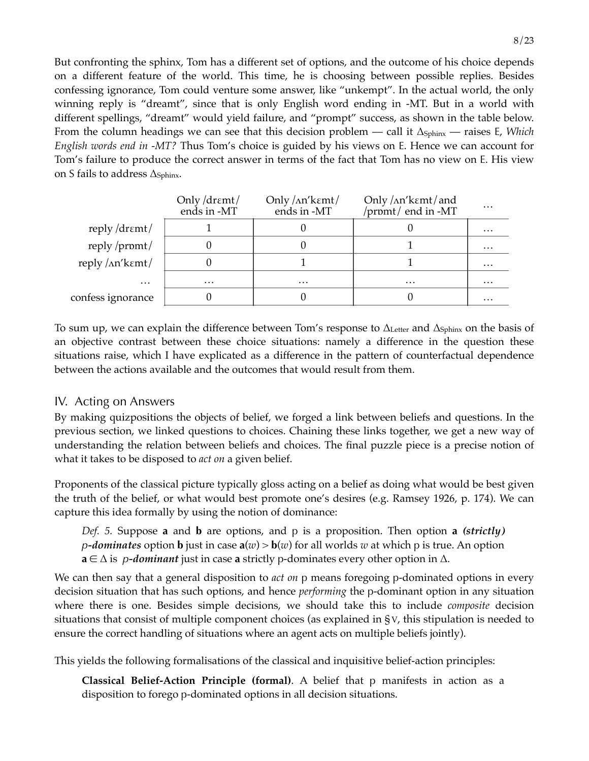But confronting the sphinx, Tom has a different set of options, and the outcome of his choice depends on a different feature of the world. This time, he is choosing between possible replies. Besides confessing ignorance, Tom could venture some answer, like "unkempt". In the actual world, the only winning reply is "dreamt", since that is only English word ending in -MT. But in a world with different spellings, "dreamt" would yield failure, and "prompt" success, as shown in the table below. From the column headings we can see that this decision problem — call it $\Delta_{\text{Sphinx}}$ — raises E, *Which English words end in -MT?* Thus Tom's choice is guided by his views on E. Hence we can account for Tom's failure to produce the correct answer in terms of the fact that Tom has no view on E. His view on S fails to address $\Delta_{\text{Sphinx}}$.

| | Only /drɛmt/ ends in -MT | Only /ʌn'kɛmt/ ends in -MT | Only /ʌn'kɛmt/ and /prɒmt/ end in -MT | … |
|---|---|---|---|---|
| reply /drɛmt/ | 1 | 0 | 0 | … |
| reply /prɒmt/ | 0 | 0 | 1 | … |
| reply /ʌn'kɛmt/ | 0 | 1 | 1 | … |
| … | … | … | … | … |
| confess ignorance | 0 | 0 | 0 | … |

To sum up, we can explain the difference between Tom's response to $\Delta_{\text{Letter}}$ and $\Delta_{\text{Sphinx}}$ on the basis of an objective contrast between these choice situations: namely a difference in the question these situations raise, which I have explicated as a difference in the pattern of counterfactual dependence between the actions available and the outcomes that would result from them.

## IV. Acting on Answers

By making quizpositions the objects of belief, we forged a link between beliefs and questions. In the previous section, we linked questions to choices. Chaining these links together, we get a new way of understanding the relation between beliefs and choices. The final puzzle piece is a precise notion of what it takes to be disposed to *act on* a given belief.

Proponents of the classical picture typically gloss acting on a belief as doing what would be best given the truth of the belief, or what would best promote one's desires (e.g. Ramsey 1926, p. 174). We can capture this idea formally by using the notion of dominance:

> *Def. 5.* Suppose $\mathbf{a}$ and $\mathbf{b}$ are options, and p is a proposition. Then option $\mathbf{a}$ ***(strictly) p-dominates*** option $\mathbf{b}$ just in case $\mathbf{a}(w) > \mathbf{b}(w)$ for all worlds $w$ at which p is true. An option $\mathbf{a} \in \Delta$ is ***p-dominant*** just in case $\mathbf{a}$ strictly p-dominates every other option in $\Delta$.

We can then say that a general disposition to *act on* p means foregoing p-dominated options in every decision situation that has such options, and hence *performing* the p-dominant option in any situation where there is one. Besides simple decisions, we should take this to include *composite* decision situations that consist of multiple component choices (as explained in §V, this stipulation is needed to ensure the correct handling of situations where an agent acts on multiple beliefs jointly).

This yields the following formalisations of the classical and inquisitive belief-action principles:

> **Classical Belief-Action Principle (formal)**. A belief that p manifests in action as a disposition to forego p-dominated options in all decision situations.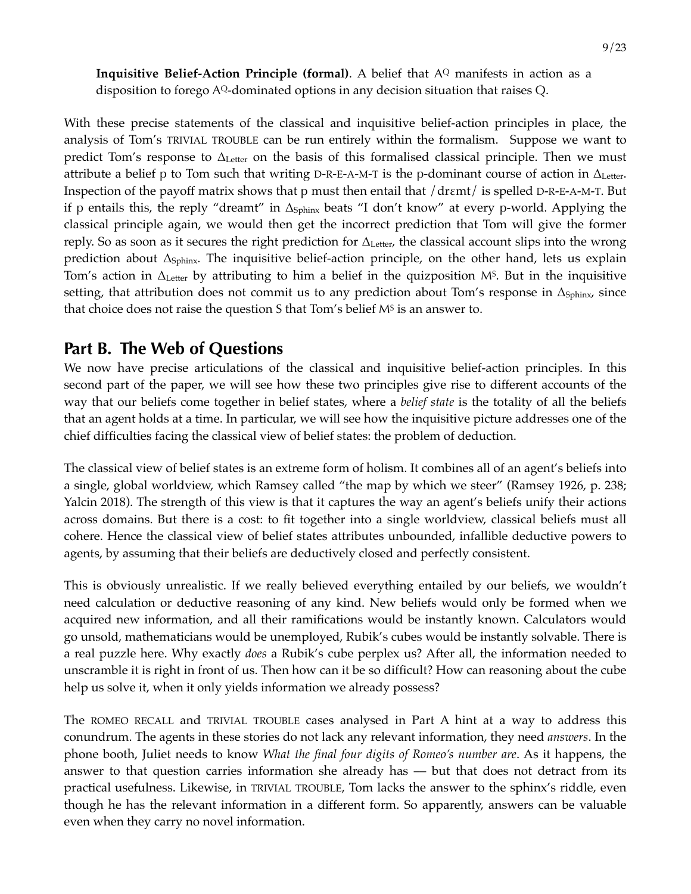**Inquisitive Belief-Action Principle (formal)**. A belief that $A^Q$ manifests in action as a disposition to forego $A^Q$-dominated options in any decision situation that raises Q.

With these precise statements of the classical and inquisitive belief-action principles in place, the analysis of Tom's TRIVIAL TROUBLE can be run entirely within the formalism. Suppose we want to predict Tom's response to $\Delta_{\text{Letter}}$ on the basis of this formalised classical principle. Then we must attribute a belief p to Tom such that writing D-R-E-A-M-T is the p-dominant course of action in $\Delta_{\text{Letter}}$. Inspection of the payoff matrix shows that p must then entail that /drɛmt/ is spelled D-R-E-A-M-T. But if p entails this, the reply "dreamt" in $\Delta_{\text{Sphinx}}$ beats "I don't know" at every p-world. Applying the classical principle again, we would then get the incorrect prediction that Tom will give the former reply. So as soon as it secures the right prediction for $\Delta_{\text{Letter}}$, the classical account slips into the wrong prediction about $\Delta_{\text{Sphinx}}$. The inquisitive belief-action principle, on the other hand, lets us explain Tom's action in $\Delta_{\text{Letter}}$ by attributing to him a belief in the quizposition $M^S$. But in the inquisitive setting, that attribution does not commit us to any prediction about Tom's response in $\Delta_{\text{Sphinx}}$, since that choice does not raise the question S that Tom's belief $M^S$ is an answer to.

## Part B. The Web of Questions

We now have precise articulations of the classical and inquisitive belief-action principles. In this second part of the paper, we will see how these two principles give rise to different accounts of the way that our beliefs come together in belief states, where a *belief state* is the totality of all the beliefs that an agent holds at a time. In particular, we will see how the inquisitive picture addresses one of the chief difficulties facing the classical view of belief states: the problem of deduction.

The classical view of belief states is an extreme form of holism. It combines all of an agent's beliefs into a single, global worldview, which Ramsey called "the map by which we steer" (Ramsey 1926, p. 238; Yalcin 2018). The strength of this view is that it captures the way an agent's beliefs unify their actions across domains. But there is a cost: to fit together into a single worldview, classical beliefs must all cohere. Hence the classical view of belief states attributes unbounded, infallible deductive powers to agents, by assuming that their beliefs are deductively closed and perfectly consistent.

This is obviously unrealistic. If we really believed everything entailed by our beliefs, we wouldn't need calculation or deductive reasoning of any kind. New beliefs would only be formed when we acquired new information, and all their ramifications would be instantly known. Calculators would go unsold, mathematicians would be unemployed, Rubik's cubes would be instantly solvable. There is a real puzzle here. Why exactly *does* a Rubik's cube perplex us? After all, the information needed to unscramble it is right in front of us. Then how can it be so difficult? How can reasoning about the cube help us solve it, when it only yields information we already possess?

The ROMEO RECALL and TRIVIAL TROUBLE cases analysed in Part A hint at a way to address this conundrum. The agents in these stories do not lack any relevant information, they need *answers*. In the phone booth, Juliet needs to know *What the final four digits of Romeo's number are*. As it happens, the answer to that question carries information she already has — but that does not detract from its practical usefulness. Likewise, in TRIVIAL TROUBLE, Tom lacks the answer to the sphinx's riddle, even though he has the relevant information in a different form. So apparently, answers can be valuable even when they carry no novel information.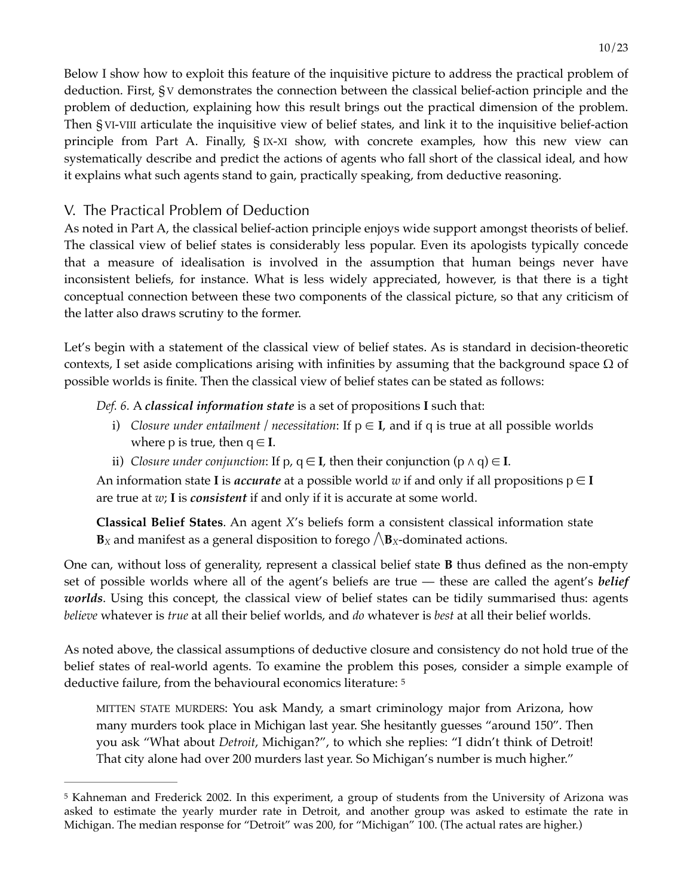Below I show how to exploit this feature of the inquisitive picture to address the practical problem of deduction. First, § V demonstrates the connection between the classical belief-action principle and the problem of deduction, explaining how this result brings out the practical dimension of the problem. Then § VI-VIII articulate the inquisitive view of belief states, and link it to the inquisitive belief-action principle from Part A. Finally, § IX-XI show, with concrete examples, how this new view can systematically describe and predict the actions of agents who fall short of the classical ideal, and how it explains what such agents stand to gain, practically speaking, from deductive reasoning.

## V. The Practical Problem of Deduction

As noted in Part A, the classical belief-action principle enjoys wide support amongst theorists of belief. The classical view of belief states is considerably less popular. Even its apologists typically concede that a measure of idealisation is involved in the assumption that human beings never have inconsistent beliefs, for instance. What is less widely appreciated, however, is that there is a tight conceptual connection between these two components of the classical picture, so that any criticism of the latter also draws scrutiny to the former.

Let's begin with a statement of the classical view of belief states. As is standard in decision-theoretic contexts, I set aside complications arising with infinities by assuming that the background space $\Omega$ of possible worlds is finite. Then the classical view of belief states can be stated as follows:

> *Def. 6.* A ***classical information state*** is a set of propositions **I** such that:
>
> i) *Closure under entailment / necessitation*: If $p \in \mathbf{I}$, and if q is true at all possible worlds where p is true, then $q \in \mathbf{I}$.
>
> ii) *Closure under conjunction*: If $p, q \in \mathbf{I}$, then their conjunction $(p \wedge q) \in \mathbf{I}$.
>
> An information state **I** is ***accurate*** at a possible world *w* if and only if all propositions $p \in \mathbf{I}$ are true at *w*; **I** is ***consistent*** if and only if it is accurate at some world.
>
> **Classical Belief States**. An agent *X*'s beliefs form a consistent classical information state $\mathbf{B}_X$ and manifest as a general disposition to forego $\bigwedge\mathbf{B}_X$-dominated actions.

One can, without loss of generality, represent a classical belief state **B** thus defined as the non-empty set of possible worlds where all of the agent's beliefs are true — these are called the agent's ***belief worlds***. Using this concept, the classical view of belief states can be tidily summarised thus: agents *believe* whatever is *true* at all their belief worlds, and *do* whatever is *best* at all their belief worlds.

As noted above, the classical assumptions of deductive closure and consistency do not hold true of the belief states of real-world agents. To examine the problem this poses, consider a simple example of deductive failure, from the behavioural economics literature: [5]

> MITTEN STATE MURDERS: You ask Mandy, a smart criminology major from Arizona, how many murders took place in Michigan last year. She hesitantly guesses "around 150". Then you ask "What about *Detroit*, Michigan?", to which she replies: "I didn't think of Detroit! That city alone had over 200 murders last year. So Michigan's number is much higher."

---

[5] Kahneman and Frederick 2002. In this experiment, a group of students from the University of Arizona was asked to estimate the yearly murder rate in Detroit, and another group was asked to estimate the rate in Michigan. The median response for "Detroit" was 200, for "Michigan" 100. (The actual rates are higher.)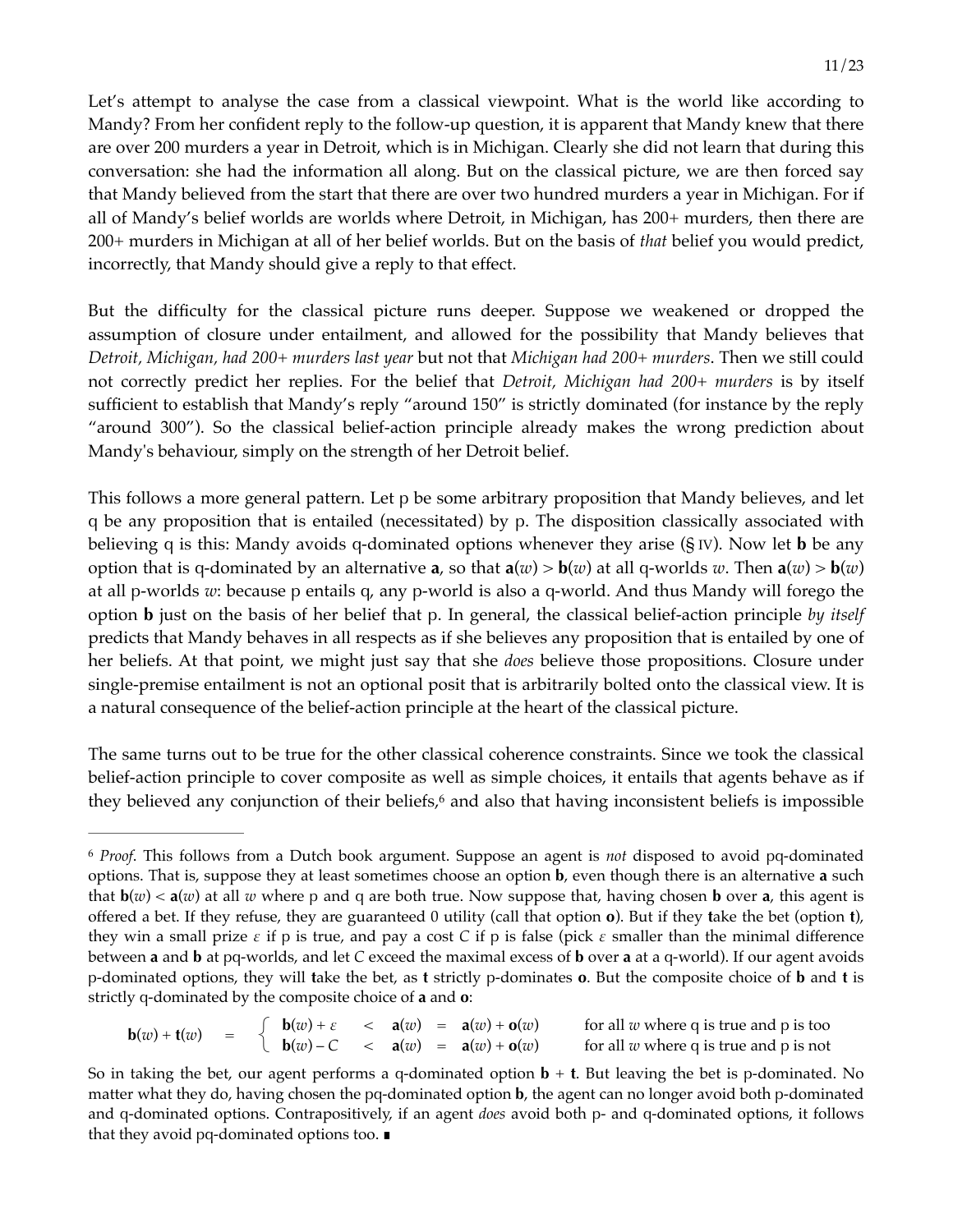Let's attempt to analyse the case from a classical viewpoint. What is the world like according to Mandy? From her confident reply to the follow-up question, it is apparent that Mandy knew that there are over 200 murders a year in Detroit, which is in Michigan. Clearly she did not learn that during this conversation: she had the information all along. But on the classical picture, we are then forced say that Mandy believed from the start that there are over two hundred murders a year in Michigan. For if all of Mandy's belief worlds are worlds where Detroit, in Michigan, has 200+ murders, then there are 200+ murders in Michigan at all of her belief worlds. But on the basis of *that* belief you would predict, incorrectly, that Mandy should give a reply to that effect.

But the difficulty for the classical picture runs deeper. Suppose we weakened or dropped the assumption of closure under entailment, and allowed for the possibility that Mandy believes that *Detroit, Michigan, had 200+ murders last year* but not that *Michigan had 200+ murders*. Then we still could not correctly predict her replies. For the belief that *Detroit, Michigan had 200+ murders* is by itself sufficient to establish that Mandy's reply "around 150" is strictly dominated (for instance by the reply "around 300"). So the classical belief-action principle already makes the wrong prediction about Mandy's behaviour, simply on the strength of her Detroit belief.

This follows a more general pattern. Let p be some arbitrary proposition that Mandy believes, and let q be any proposition that is entailed (necessitated) by p. The disposition classically associated with believing q is this: Mandy avoids q-dominated options whenever they arise (§ IV). Now let **b** be any option that is q-dominated by an alternative **a**, so that $\mathbf{a}(w) > \mathbf{b}(w)$ at all q-worlds $w$. Then $\mathbf{a}(w) > \mathbf{b}(w)$ at all p-worlds $w$: because p entails q, any p-world is also a q-world. And thus Mandy will forego the option **b** just on the basis of her belief that p. In general, the classical belief-action principle *by itself* predicts that Mandy behaves in all respects as if she believes any proposition that is entailed by one of her beliefs. At that point, we might just say that she *does* believe those propositions. Closure under single-premise entailment is not an optional posit that is arbitrarily bolted onto the classical view. It is a natural consequence of the belief-action principle at the heart of the classical picture.

The same turns out to be true for the other classical coherence constraints. Since we took the classical belief-action principle to cover composite as well as simple choices, it entails that agents behave as if they believed any conjunction of their beliefs,[6] and also that having inconsistent beliefs is impossible

---

[6] *Proof*. This follows from a Dutch book argument. Suppose an agent is *not* disposed to avoid pq-dominated options. That is, suppose they at least sometimes choose an option **b**, even though there is an alternative **a** such that $\mathbf{b}(w) < \mathbf{a}(w)$ at all $w$ where p and q are both true. Now suppose that, having chosen **b** over **a**, this agent is offered a bet. If they refuse, they are guaranteed 0 utility (call that option **o**). But if they **t**ake the bet (option **t**), they win a small prize $\varepsilon$ if p is true, and pay a cost $C$ if p is false (pick $\varepsilon$ smaller than the minimal difference between **a** and **b** at pq-worlds, and let $C$ exceed the maximal excess of **b** over **a** at a q-world). If our agent avoids p-dominated options, they will **t**ake the bet, as **t** strictly p-dominates **o**. But the composite choice of **b** and **t** is strictly q-dominated by the composite choice of **a** and **o**:

$$\mathbf{b}(w) + \mathbf{t}(w) \quad = \quad \begin{cases} \mathbf{b}(w) + \varepsilon \quad < \quad \mathbf{a}(w) \quad = \quad \mathbf{a}(w) + \mathbf{o}(w) & \text{for all } w \text{ where q is true and p is too} \\ \mathbf{b}(w) - C \quad < \quad \mathbf{a}(w) \quad = \quad \mathbf{a}(w) + \mathbf{o}(w) & \text{for all } w \text{ where q is true and p is not} \end{cases}$$

So in taking the bet, our agent performs a q-dominated option **b** + **t**. But leaving the bet is p-dominated. No matter what they do, having chosen the pq-dominated option **b**, the agent can no longer avoid both p-dominated and q-dominated options. Contrapositively, if an agent *does* avoid both p- and q-dominated options, it follows that they avoid pq-dominated options too. ∎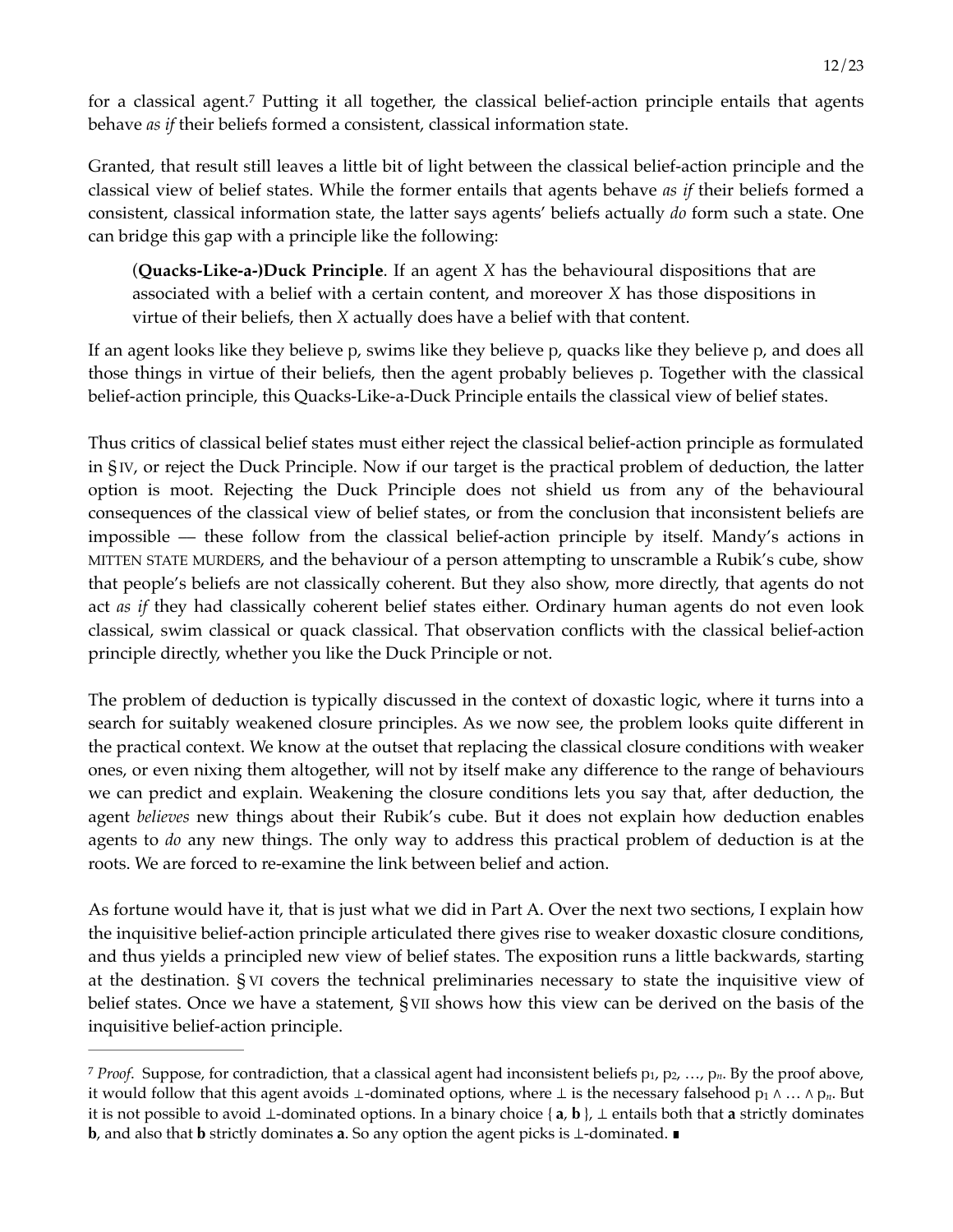for a classical agent.[7] Putting it all together, the classical belief-action principle entails that agents behave *as if* their beliefs formed a consistent, classical information state.

Granted, that result still leaves a little bit of light between the classical belief-action principle and the classical view of belief states. While the former entails that agents behave *as if* their beliefs formed a consistent, classical information state, the latter says agents' beliefs actually *do* form such a state. One can bridge this gap with a principle like the following:

> (**Quacks-Like-a-)Duck Principle**. If an agent *X* has the behavioural dispositions that are associated with a belief with a certain content, and moreover *X* has those dispositions in virtue of their beliefs, then *X* actually does have a belief with that content.

If an agent looks like they believe p, swims like they believe p, quacks like they believe p, and does all those things in virtue of their beliefs, then the agent probably believes p. Together with the classical belief-action principle, this Quacks-Like-a-Duck Principle entails the classical view of belief states.

Thus critics of classical belief states must either reject the classical belief-action principle as formulated in § IV, or reject the Duck Principle. Now if our target is the practical problem of deduction, the latter option is moot. Rejecting the Duck Principle does not shield us from any of the behavioural consequences of the classical view of belief states, or from the conclusion that inconsistent beliefs are impossible — these follow from the classical belief-action principle by itself. Mandy's actions in MITTEN STATE MURDERS, and the behaviour of a person attempting to unscramble a Rubik's cube, show that people's beliefs are not classically coherent. But they also show, more directly, that agents do not act *as if* they had classically coherent belief states either. Ordinary human agents do not even look classical, swim classical or quack classical. That observation conflicts with the classical belief-action principle directly, whether you like the Duck Principle or not.

The problem of deduction is typically discussed in the context of doxastic logic, where it turns into a search for suitably weakened closure principles. As we now see, the problem looks quite different in the practical context. We know at the outset that replacing the classical closure conditions with weaker ones, or even nixing them altogether, will not by itself make any difference to the range of behaviours we can predict and explain. Weakening the closure conditions lets you say that, after deduction, the agent *believes* new things about their Rubik's cube. But it does not explain how deduction enables agents to *do* any new things. The only way to address this practical problem of deduction is at the roots. We are forced to re-examine the link between belief and action.

As fortune would have it, that is just what we did in Part A. Over the next two sections, I explain how the inquisitive belief-action principle articulated there gives rise to weaker doxastic closure conditions, and thus yields a principled new view of belief states. The exposition runs a little backwards, starting at the destination. § VI covers the technical preliminaries necessary to state the inquisitive view of belief states. Once we have a statement, § VII shows how this view can be derived on the basis of the inquisitive belief-action principle.

---

[7] *Proof*. Suppose, for contradiction, that a classical agent had inconsistent beliefs $p_1, p_2, \ldots, p_n$. By the proof above, it would follow that this agent avoids $\bot$-dominated options, where $\bot$ is the necessary falsehood $p_1 \wedge \ldots \wedge p_n$. But it is not possible to avoid $\bot$-dominated options. In a binary choice $\{ \mathbf{a}, \mathbf{b} \}$, $\bot$ entails both that **a** strictly dominates **b**, and also that **b** strictly dominates **a**. So any option the agent picks is $\bot$-dominated. ∎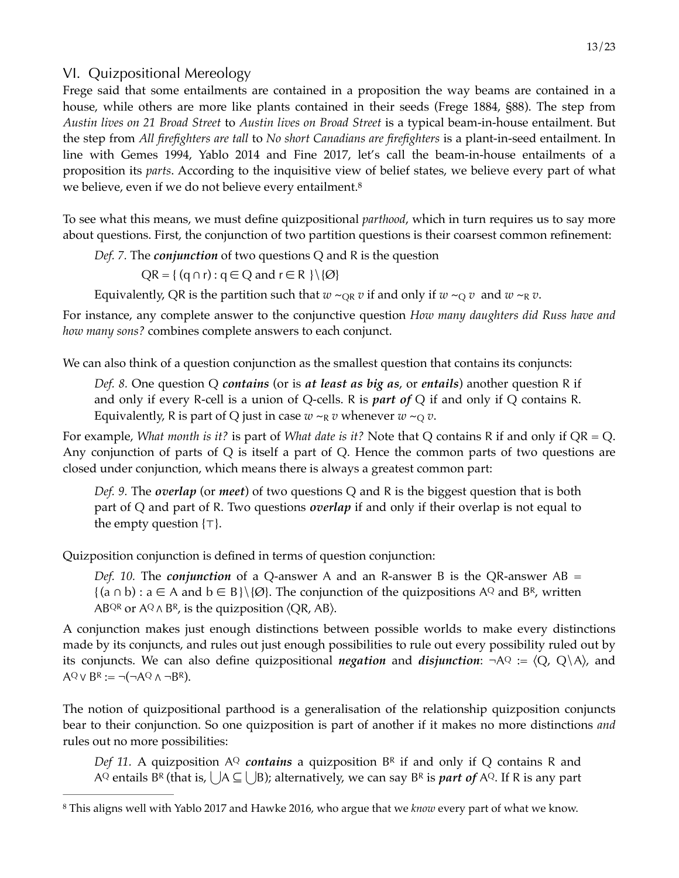## VI. Quizpositional Mereology

Frege said that some entailments are contained in a proposition the way beams are contained in a house, while others are more like plants contained in their seeds (Frege 1884, §88). The step from *Austin lives on 21 Broad Street* to *Austin lives on Broad Street* is a typical beam-in-house entailment. But the step from *All firefighters are tall* to *No short Canadians are firefighters* is a plant-in-seed entailment. In line with Gemes 1994, Yablo 2014 and Fine 2017, let's call the beam-in-house entailments of a proposition its *parts*. According to the inquisitive view of belief states, we believe every part of what we believe, even if we do not believe every entailment.[8]

To see what this means, we must define quizpositional *parthood*, which in turn requires us to say more about questions. First, the conjunction of two partition questions is their coarsest common refinement:

> *Def. 7.* The ***conjunction*** of two questions Q and R is the question
>
> $QR = \{ (q \cap r) : q \in Q \text{ and } r \in R \} \setminus \{\emptyset\}$
>
> Equivalently, QR is the partition such that $w \sim_{QR} v$ if and only if $w \sim_Q v$ and $w \sim_R v$.

For instance, any complete answer to the conjunctive question *How many daughters did Russ have and how many sons?* combines complete answers to each conjunct.

We can also think of a question conjunction as the smallest question that contains its conjuncts:

> *Def. 8.* One question Q ***contains*** (or is ***at least as big as***, or ***entails***) another question R if and only if every R-cell is a union of Q-cells. R is ***part of*** Q if and only if Q contains R. Equivalently, R is part of Q just in case $w \sim_R v$ whenever $w \sim_Q v$.

For example, *What month is it?* is part of *What date is it?* Note that Q contains R if and only if QR = Q. Any conjunction of parts of Q is itself a part of Q. Hence the common parts of two questions are closed under conjunction, which means there is always a greatest common part:

> *Def. 9.* The ***overlap*** (or ***meet***) of two questions Q and R is the biggest question that is both part of Q and part of R. Two questions ***overlap*** if and only if their overlap is not equal to the empty question $\{\top\}$.

Quizposition conjunction is defined in terms of question conjunction:

> *Def. 10.* The ***conjunction*** of a Q-answer A and an R-answer B is the QR-answer $AB = \{(a \cap b) : a \in A \text{ and } b \in B\}\setminus\{\emptyset\}$. The conjunction of the quizpositions $A^Q$ and $B^R$, written $AB^{QR}$ or $A^Q \wedge B^R$, is the quizposition $\langle QR, AB\rangle$.

A conjunction makes just enough distinctions between possible worlds to make every distinctions made by its conjuncts, and rules out just enough possibilities to rule out every possibility ruled out by its conjuncts. We can also define quizpositional ***negation*** and ***disjunction***: $\neg A^Q := \langle Q, Q\setminus A\rangle$, and $A^Q \vee B^R := \neg(\neg A^Q \wedge \neg B^R)$.

The notion of quizpositional parthood is a generalisation of the relationship quizposition conjuncts bear to their conjunction. So one quizposition is part of another if it makes no more distinctions *and* rules out no more possibilities:

> *Def 11.* A quizposition $A^Q$ ***contains*** a quizposition $B^R$ if and only if Q contains R and $A^Q$ entails $B^R$ (that is, $\bigcup A \subseteq \bigcup B$); alternatively, we can say $B^R$ is ***part of*** $A^Q$. If R is any part

[8] This aligns well with Yablo 2017 and Hawke 2016, who argue that we *know* every part of what we know.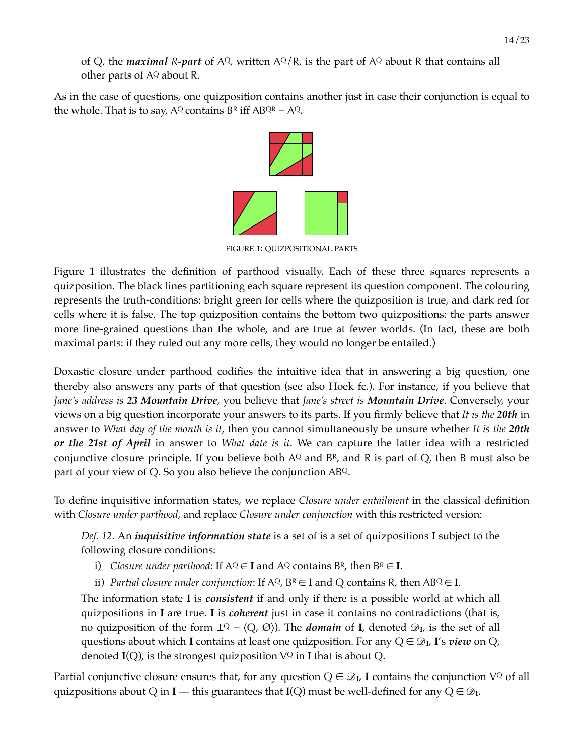of Q, the ***maximal R-part*** of $A^Q$, written $A^Q/R$, is the part of $A^Q$ about R that contains all other parts of $A^Q$ about R.

As in the case of questions, one quizposition contains another just in case their conjunction is equal to the whole. That is to say, $A^Q$ contains $B^R$ iff $AB^{QR} = A^Q$.

FIGURE 1: QUIZPOSITIONAL PARTS

Figure 1 illustrates the definition of parthood visually. Each of these three squares represents a quizposition. The black lines partitioning each square represent its question component. The colouring represents the truth-conditions: bright green for cells where the quizposition is true, and dark red for cells where it is false. The top quizposition contains the bottom two quizpositions: the parts answer more fine-grained questions than the whole, and are true at fewer worlds. (In fact, these are both maximal parts: if they ruled out any more cells, they would no longer be entailed.)

Doxastic closure under parthood codifies the intuitive idea that in answering a big question, one thereby also answers any parts of that question (see also Hoek fc.). For instance, if you believe that *Jane's address is **23 Mountain Drive***, you believe that *Jane's street is **Mountain Drive***. Conversely, your views on a big question incorporate your answers to its parts. If you firmly believe that *It is the **20th*** in answer to *What day of the month is it*, then you cannot simultaneously be unsure whether *It is the **20th or the 21st of April*** in answer to *What date is it*. We can capture the latter idea with a restricted conjunctive closure principle. If you believe both $A^Q$ and $B^R$, and R is part of Q, then B must also be part of your view of Q. So you also believe the conjunction $AB^Q$.

To define inquisitive information states, we replace *Closure under entailment* in the classical definition with *Closure under parthood*, and replace *Closure under conjunction* with this restricted version:

> *Def. 12.* An ***inquisitive information state*** is a set of is a set of quizpositions **I** subject to the following closure conditions:
>
> i) *Closure under parthood*: If $A^Q \in \mathbf{I}$ and $A^Q$ contains $B^R$, then $B^R \in \mathbf{I}$.
>
> ii) *Partial closure under conjunction*: If $A^Q, B^R \in \mathbf{I}$ and Q contains R, then $AB^Q \in \mathbf{I}$.
>
> The information state **I** is ***consistent*** if and only if there is a possible world at which all quizpositions in **I** are true. **I** is ***coherent*** just in case it contains no contradictions (that is, no quizposition of the form $\perp^Q = \langle Q, \emptyset \rangle$). The ***domain*** of **I**, denoted $\mathscr{D}_\mathbf{I}$, is the set of all questions about which **I** contains at least one quizposition. For any $Q \in \mathscr{D}_\mathbf{I}$, **I**'s ***view*** on Q, denoted $\mathbf{I}(Q)$, is the strongest quizposition $V^Q$ in **I** that is about Q.

Partial conjunctive closure ensures that, for any question $Q \in \mathscr{D}_\mathbf{I}$, **I** contains the conjunction $V^Q$ of all quizpositions about Q in **I** — this guarantees that $\mathbf{I}(Q)$ must be well-defined for any $Q \in \mathscr{D}_\mathbf{I}$.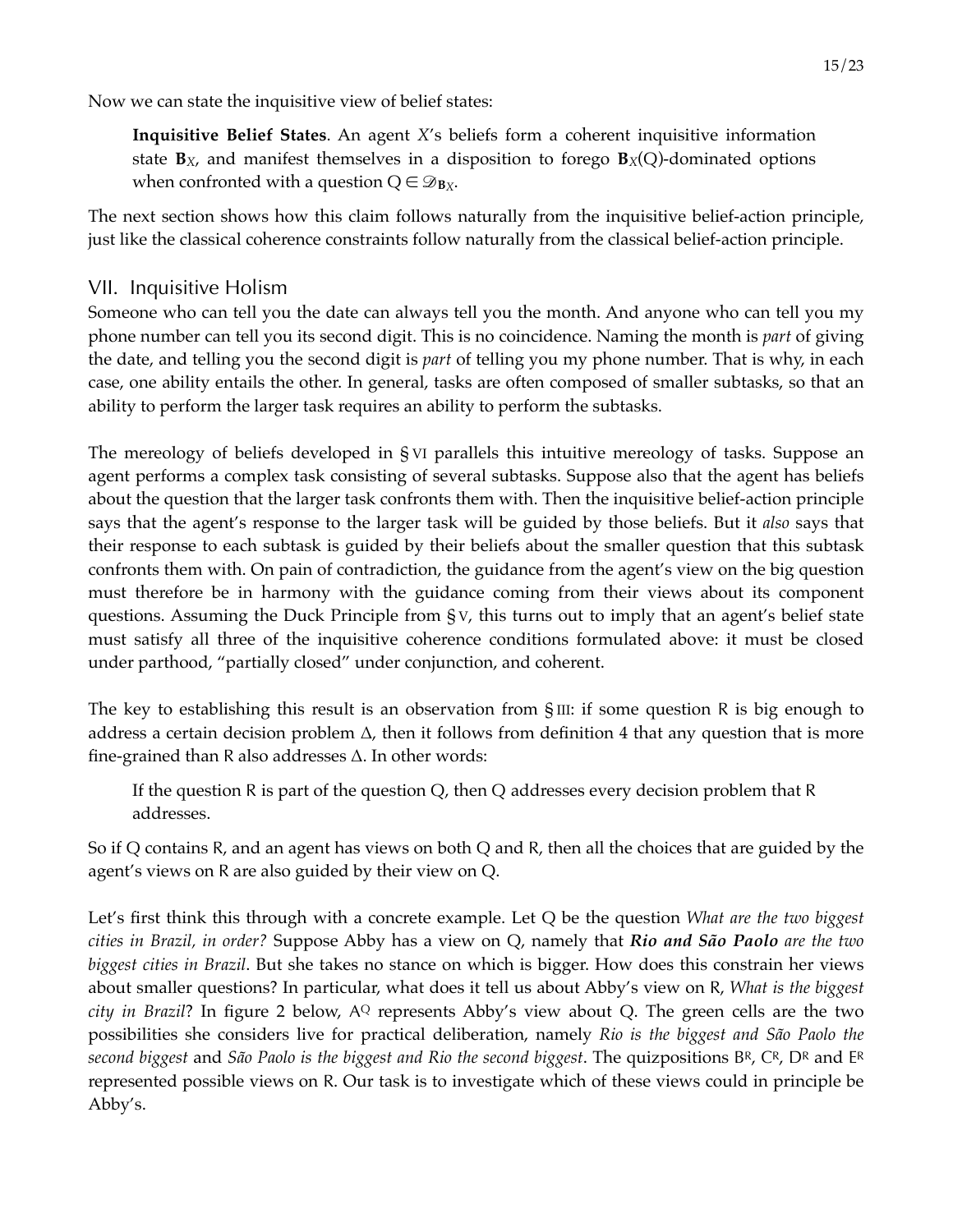Now we can state the inquisitive view of belief states:

> **Inquisitive Belief States**. An agent $X$'s beliefs form a coherent inquisitive information state $\mathbf{B}_X$, and manifest themselves in a disposition to forego $\mathbf{B}_X(\mathsf{Q})$-dominated options when confronted with a question $\mathsf{Q} \in \mathscr{D}_{\mathbf{B}_X}$.

The next section shows how this claim follows naturally from the inquisitive belief-action principle, just like the classical coherence constraints follow naturally from the classical belief-action principle.

## VII. Inquisitive Holism

Someone who can tell you the date can always tell you the month. And anyone who can tell you my phone number can tell you its second digit. This is no coincidence. Naming the month is *part* of giving the date, and telling you the second digit is *part* of telling you my phone number. That is why, in each case, one ability entails the other. In general, tasks are often composed of smaller subtasks, so that an ability to perform the larger task requires an ability to perform the subtasks.

The mereology of beliefs developed in § VI parallels this intuitive mereology of tasks. Suppose an agent performs a complex task consisting of several subtasks. Suppose also that the agent has beliefs about the question that the larger task confronts them with. Then the inquisitive belief-action principle says that the agent's response to the larger task will be guided by those beliefs. But it *also* says that their response to each subtask is guided by their beliefs about the smaller question that this subtask confronts them with. On pain of contradiction, the guidance from the agent's view on the big question must therefore be in harmony with the guidance coming from their views about its component questions. Assuming the Duck Principle from § V, this turns out to imply that an agent's belief state must satisfy all three of the inquisitive coherence conditions formulated above: it must be closed under parthood, "partially closed" under conjunction, and coherent.

The key to establishing this result is an observation from § III: if some question $\mathsf{R}$ is big enough to address a certain decision problem $\Delta$, then it follows from definition 4 that any question that is more fine-grained than $\mathsf{R}$ also addresses $\Delta$. In other words:

> If the question $\mathsf{R}$ is part of the question $\mathsf{Q}$, then $\mathsf{Q}$ addresses every decision problem that $\mathsf{R}$ addresses.

So if $\mathsf{Q}$ contains $\mathsf{R}$, and an agent has views on both $\mathsf{Q}$ and $\mathsf{R}$, then all the choices that are guided by the agent's views on $\mathsf{R}$ are also guided by their view on $\mathsf{Q}$.

Let's first think this through with a concrete example. Let $\mathsf{Q}$ be the question *What are the two biggest cities in Brazil, in order?* Suppose Abby has a view on $\mathsf{Q}$, namely that ***Rio and São Paolo** are the two biggest cities in Brazil*. But she takes no stance on which is bigger. How does this constrain her views about smaller questions? In particular, what does it tell us about Abby's view on $\mathsf{R}$, *What is the biggest city in Brazil*? In figure 2 below, $\mathsf{A}^{\mathsf{Q}}$ represents Abby's view about $\mathsf{Q}$. The green cells are the two possibilities she considers live for practical deliberation, namely *Rio is the biggest and São Paolo the second biggest* and *São Paolo is the biggest and Rio the second biggest*. The quizpositions $\mathsf{B}^{\mathsf{R}}$, $\mathsf{C}^{\mathsf{R}}$, $\mathsf{D}^{\mathsf{R}}$ and $\mathsf{E}^{\mathsf{R}}$ represented possible views on $\mathsf{R}$. Our task is to investigate which of these views could in principle be Abby's.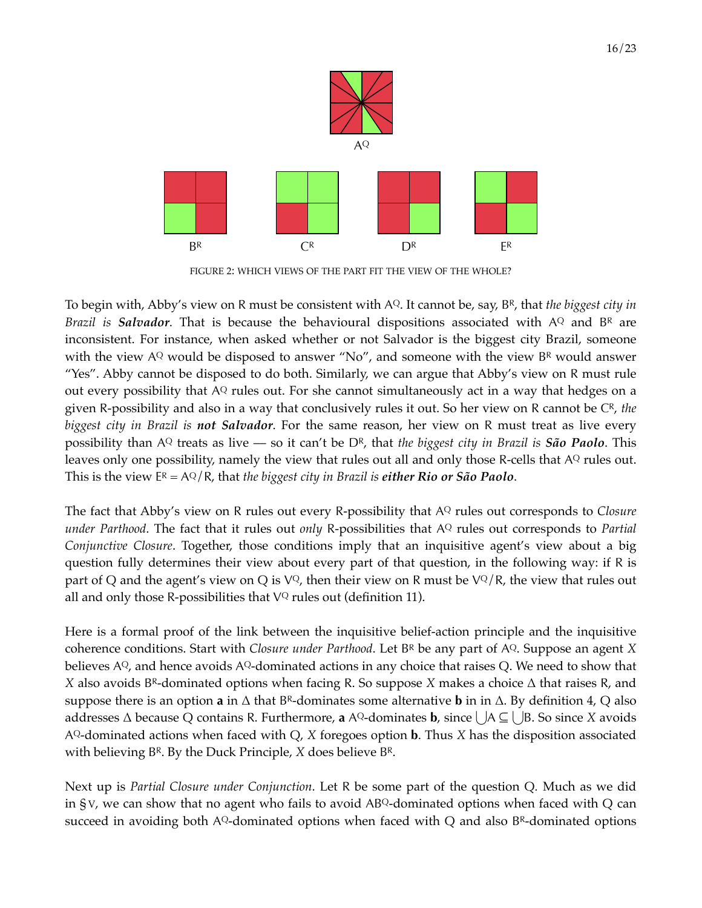$A^Q$

$B^R$ $C^R$ $D^R$ $E^R$

FIGURE 2: WHICH VIEWS OF THE PART FIT THE VIEW OF THE WHOLE?

To begin with, Abby's view on R must be consistent with $A^Q$. It cannot be, say, $B^R$, that *the biggest city in Brazil is **Salvador***. That is because the behavioural dispositions associated with $A^Q$ and $B^R$ are inconsistent. For instance, when asked whether or not Salvador is the biggest city Brazil, someone with the view $A^Q$ would be disposed to answer "No", and someone with the view $B^R$ would answer "Yes". Abby cannot be disposed to do both. Similarly, we can argue that Abby's view on R must rule out every possibility that $A^Q$ rules out. For she cannot simultaneously act in a way that hedges on a given R-possibility and also in a way that conclusively rules it out. So her view on R cannot be $C^R$, *the biggest city in Brazil is **not Salvador***. For the same reason, her view on R must treat as live every possibility than $A^Q$ treats as live — so it can't be $D^R$, that *the biggest city in Brazil is **São Paolo***. This leaves only one possibility, namely the view that rules out all and only those R-cells that $A^Q$ rules out. This is the view $E^R = A^Q/R$, that *the biggest city in Brazil is **either Rio or São Paolo***.

The fact that Abby's view on R rules out every R-possibility that $A^Q$ rules out corresponds to *Closure under Parthood*. The fact that it rules out *only* R-possibilities that $A^Q$ rules out corresponds to *Partial Conjunctive Closure*. Together, those conditions imply that an inquisitive agent's view about a big question fully determines their view about every part of that question, in the following way: if R is part of Q and the agent's view on Q is $V^Q$, then their view on R must be $V^Q/R$, the view that rules out all and only those R-possibilities that $V^Q$ rules out (definition 11).

Here is a formal proof of the link between the inquisitive belief-action principle and the inquisitive coherence conditions. Start with *Closure under Parthood*. Let $B^R$ be any part of $A^Q$. Suppose an agent $X$ believes $A^Q$, and hence avoids $A^Q$-dominated actions in any choice that raises Q. We need to show that $X$ also avoids $B^R$-dominated options when facing R. So suppose $X$ makes a choice $\Delta$ that raises R, and suppose there is an option **a** in $\Delta$ that $B^R$-dominates some alternative **b** in in $\Delta$. By definition 4, Q also addresses $\Delta$ because Q contains R. Furthermore, **a** $A^Q$-dominates **b**, since $\bigcup A \subseteq \bigcup B$. So since $X$ avoids $A^Q$-dominated actions when faced with Q, $X$ foregoes option **b**. Thus $X$ has the disposition associated with believing $B^R$. By the Duck Principle, $X$ does believe $B^R$.

Next up is *Partial Closure under Conjunction*. Let R be some part of the question Q. Much as we did in §V, we can show that no agent who fails to avoid $AB^Q$-dominated options when faced with Q can succeed in avoiding both $A^Q$-dominated options when faced with Q and also $B^R$-dominated options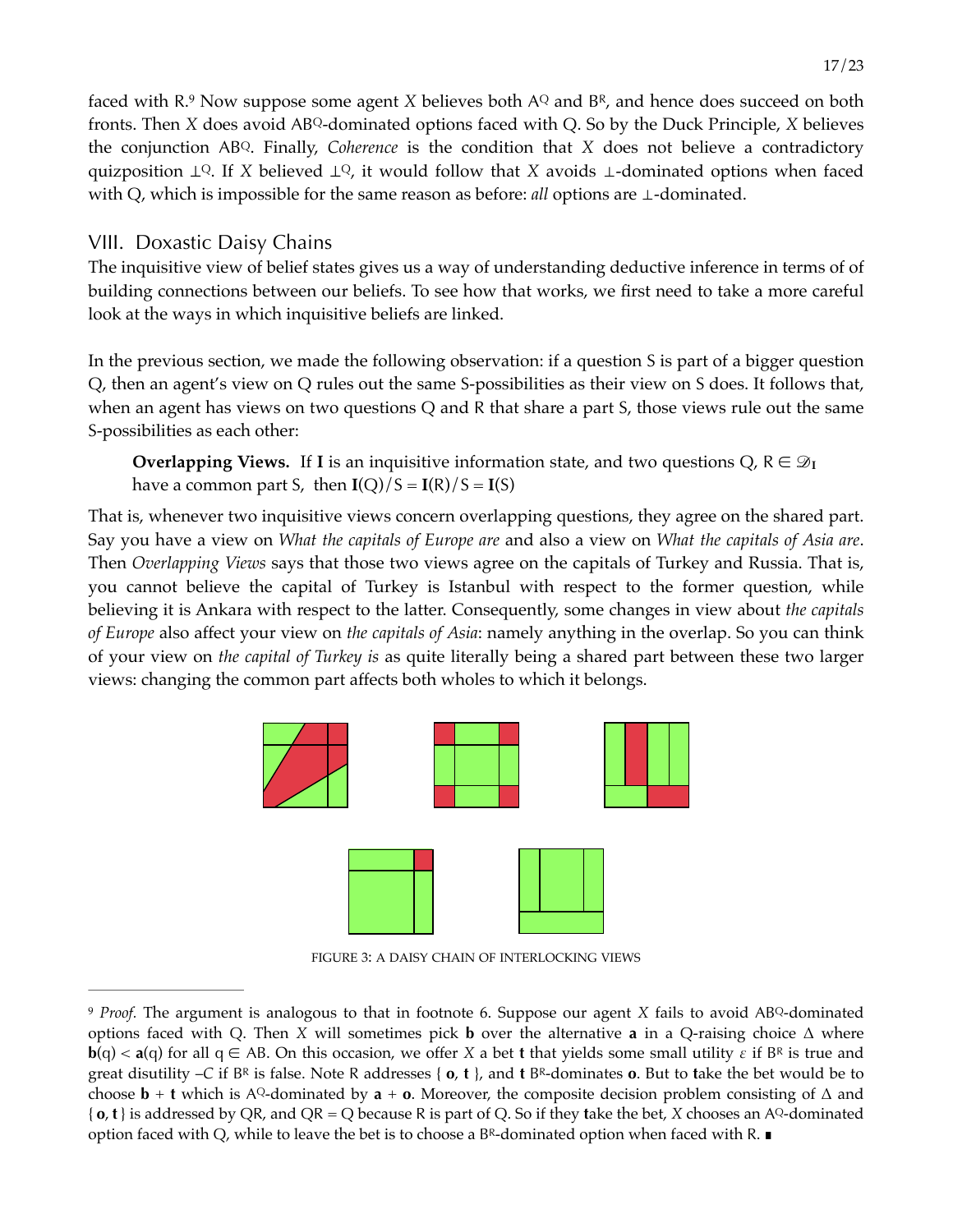faced with R.[9] Now suppose some agent $X$ believes both $A^Q$ and $B^R$, and hence does succeed on both fronts. Then $X$ does avoid $AB^Q$-dominated options faced with Q. So by the Duck Principle, $X$ believes the conjunction $AB^Q$. Finally, *Coherence* is the condition that $X$ does not believe a contradictory quizposition $\bot^Q$. If $X$ believed $\bot^Q$, it would follow that $X$ avoids $\bot$-dominated options when faced with Q, which is impossible for the same reason as before: *all* options are $\bot$-dominated.

## VIII. Doxastic Daisy Chains

The inquisitive view of belief states gives us a way of understanding deductive inference in terms of of building connections between our beliefs. To see how that works, we first need to take a more careful look at the ways in which inquisitive beliefs are linked.

In the previous section, we made the following observation: if a question S is part of a bigger question Q, then an agent's view on Q rules out the same S-possibilities as their view on S does. It follows that, when an agent has views on two questions Q and R that share a part S, those views rule out the same S-possibilities as each other:

> **Overlapping Views.** If $\mathbf{I}$ is an inquisitive information state, and two questions $Q, R \in \mathscr{D}_{\mathbf{I}}$ have a common part S, then $\mathbf{I}(Q)/S = \mathbf{I}(R)/S = \mathbf{I}(S)$

That is, whenever two inquisitive views concern overlapping questions, they agree on the shared part. Say you have a view on *What the capitals of Europe are* and also a view on *What the capitals of Asia are*. Then *Overlapping Views* says that those two views agree on the capitals of Turkey and Russia. That is, you cannot believe the capital of Turkey is Istanbul with respect to the former question, while believing it is Ankara with respect to the latter. Consequently, some changes in view about *the capitals of Europe* also affect your view on *the capitals of Asia*: namely anything in the overlap. So you can think of your view on *the capital of Turkey is* as quite literally being a shared part between these two larger views: changing the common part affects both wholes to which it belongs.

FIGURE 3: A DAISY CHAIN OF INTERLOCKING VIEWS

---

[9] *Proof.* The argument is analogous to that in footnote 6. Suppose our agent $X$ fails to avoid $AB^Q$-dominated options faced with Q. Then $X$ will sometimes pick $\mathbf{b}$ over the alternative $\mathbf{a}$ in a Q-raising choice $\Delta$ where $\mathbf{b}(q) < \mathbf{a}(q)$ for all $q \in AB$. On this occasion, we offer $X$ a bet $\mathbf{t}$ that yields some small utility $\varepsilon$ if $B^R$ is true and great disutility $-C$ if $B^R$ is false. Note R addresses $\{\mathbf{o}, \mathbf{t}\}$, and $\mathbf{t}$ $B^R$-dominates $\mathbf{o}$. But to take the bet would be to choose $\mathbf{b} + \mathbf{t}$ which is $A^Q$-dominated by $\mathbf{a} + \mathbf{o}$. Moreover, the composite decision problem consisting of $\Delta$ and $\{\mathbf{o}, \mathbf{t}\}$ is addressed by QR, and QR = Q because R is part of Q. So if they take the bet, $X$ chooses an $A^Q$-dominated option faced with Q, while to leave the bet is to choose a $B^R$-dominated option when faced with R. ∎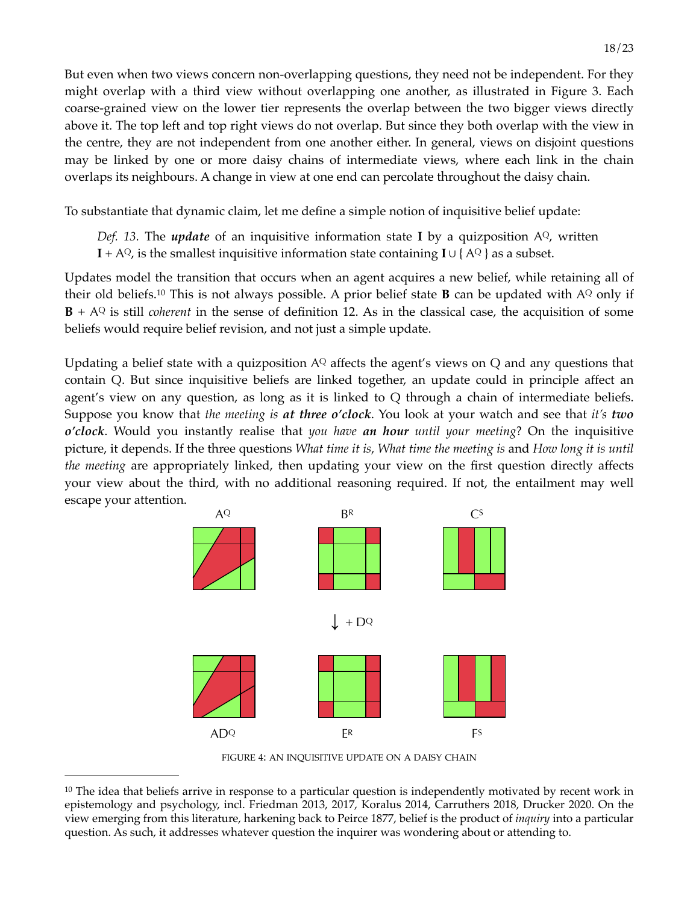But even when two views concern non-overlapping questions, they need not be independent. For they might overlap with a third view without overlapping one another, as illustrated in Figure 3. Each coarse-grained view on the lower tier represents the overlap between the two bigger views directly above it. The top left and top right views do not overlap. But since they both overlap with the view in the centre, they are not independent from one another either. In general, views on disjoint questions may be linked by one or more daisy chains of intermediate views, where each link in the chain overlaps its neighbours. A change in view at one end can percolate throughout the daisy chain.

To substantiate that dynamic claim, let me define a simple notion of inquisitive belief update:

> *Def. 13*. The ***update*** of an inquisitive information state **I** by a quizposition $A^Q$, written $\mathbf{I} + A^Q$, is the smallest inquisitive information state containing $\mathbf{I} \cup \{ A^Q \}$ as a subset.

Updates model the transition that occurs when an agent acquires a new belief, while retaining all of their old beliefs.[10] This is not always possible. A prior belief state **B** can be updated with $A^Q$ only if $\mathbf{B} + A^Q$ is still *coherent* in the sense of definition 12. As in the classical case, the acquisition of some beliefs would require belief revision, and not just a simple update.

Updating a belief state with a quizposition $A^Q$ affects the agent's views on Q and any questions that contain Q. But since inquisitive beliefs are linked together, an update could in principle affect an agent's view on any question, as long as it is linked to Q through a chain of intermediate beliefs. Suppose you know that *the meeting is* ***at three o'clock***. You look at your watch and see that *it's* ***two o'clock***. Would you instantly realise that *you have* ***an hour*** *until your meeting*? On the inquisitive picture, it depends. If the three questions *What time it is*, *What time the meeting is* and *How long it is until the meeting* are appropriately linked, then updating your view on the first question directly affects your view about the third, with no additional reasoning required. If not, the entailment may well escape your attention.

$A^Q$ $B^R$ $C^S$

$\downarrow + D^Q$

$AD^Q$ $E^R$ $F^S$

FIGURE 4: AN INQUISITIVE UPDATE ON A DAISY CHAIN

---

[10] The idea that beliefs arrive in response to a particular question is independently motivated by recent work in epistemology and psychology, incl. Friedman 2013, 2017, Koralus 2014, Carruthers 2018, Drucker 2020. On the view emerging from this literature, harkening back to Peirce 1877, belief is the product of *inquiry* into a particular question. As such, it addresses whatever question the inquirer was wondering about or attending to.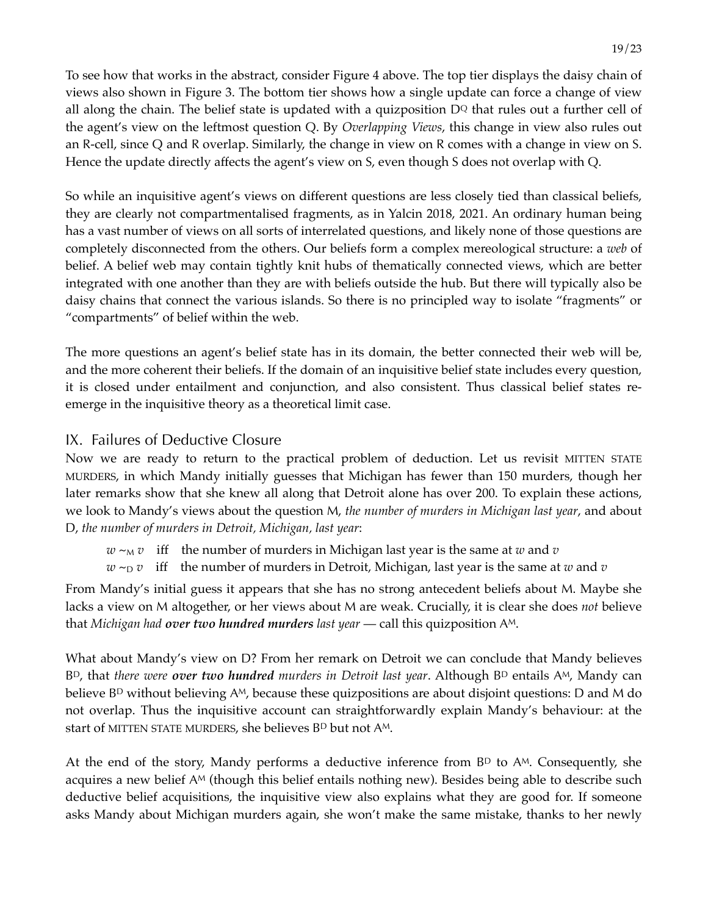To see how that works in the abstract, consider Figure 4 above. The top tier displays the daisy chain of views also shown in Figure 3. The bottom tier shows how a single update can force a change of view all along the chain. The belief state is updated with a quizposition $D^Q$ that rules out a further cell of the agent's view on the leftmost question Q. By *Overlapping Views*, this change in view also rules out an R-cell, since Q and R overlap. Similarly, the change in view on R comes with a change in view on S. Hence the update directly affects the agent's view on S, even though S does not overlap with Q.

So while an inquisitive agent's views on different questions are less closely tied than classical beliefs, they are clearly not compartmentalised fragments, as in Yalcin 2018, 2021. An ordinary human being has a vast number of views on all sorts of interrelated questions, and likely none of those questions are completely disconnected from the others. Our beliefs form a complex mereological structure: a *web* of belief. A belief web may contain tightly knit hubs of thematically connected views, which are better integrated with one another than they are with beliefs outside the hub. But there will typically also be daisy chains that connect the various islands. So there is no principled way to isolate "fragments" or "compartments" of belief within the web.

The more questions an agent's belief state has in its domain, the better connected their web will be, and the more coherent their beliefs. If the domain of an inquisitive belief state includes every question, it is closed under entailment and conjunction, and also consistent. Thus classical belief states re-emerge in the inquisitive theory as a theoretical limit case.

## IX. Failures of Deductive Closure

Now we are ready to return to the practical problem of deduction. Let us revisit MITTEN STATE MURDERS, in which Mandy initially guesses that Michigan has fewer than 150 murders, though her later remarks show that she knew all along that Detroit alone has over 200. To explain these actions, we look to Mandy's views about the question M, *the number of murders in Michigan last year*, and about D, *the number of murders in Detroit, Michigan, last year*:

$w \sim_M v$ iff the number of murders in Michigan last year is the same at $w$ and $v$

$w \sim_D v$ iff the number of murders in Detroit, Michigan, last year is the same at $w$ and $v$

From Mandy's initial guess it appears that she has no strong antecedent beliefs about M. Maybe she lacks a view on M altogether, or her views about M are weak. Crucially, it is clear she does *not* believe that *Michigan had **over two hundred murders** last year* — call this quizposition $A^M$.

What about Mandy's view on D? From her remark on Detroit we can conclude that Mandy believes $B^D$, that *there were **over two hundred** murders in Detroit last year*. Although $B^D$ entails $A^M$, Mandy can believe $B^D$ without believing $A^M$, because these quizpositions are about disjoint questions: D and M do not overlap. Thus the inquisitive account can straightforwardly explain Mandy's behaviour: at the start of MITTEN STATE MURDERS, she believes $B^D$ but not $A^M$.

At the end of the story, Mandy performs a deductive inference from $B^D$ to $A^M$. Consequently, she acquires a new belief $A^M$ (though this belief entails nothing new). Besides being able to describe such deductive belief acquisitions, the inquisitive view also explains what they are good for. If someone asks Mandy about Michigan murders again, she won't make the same mistake, thanks to her newly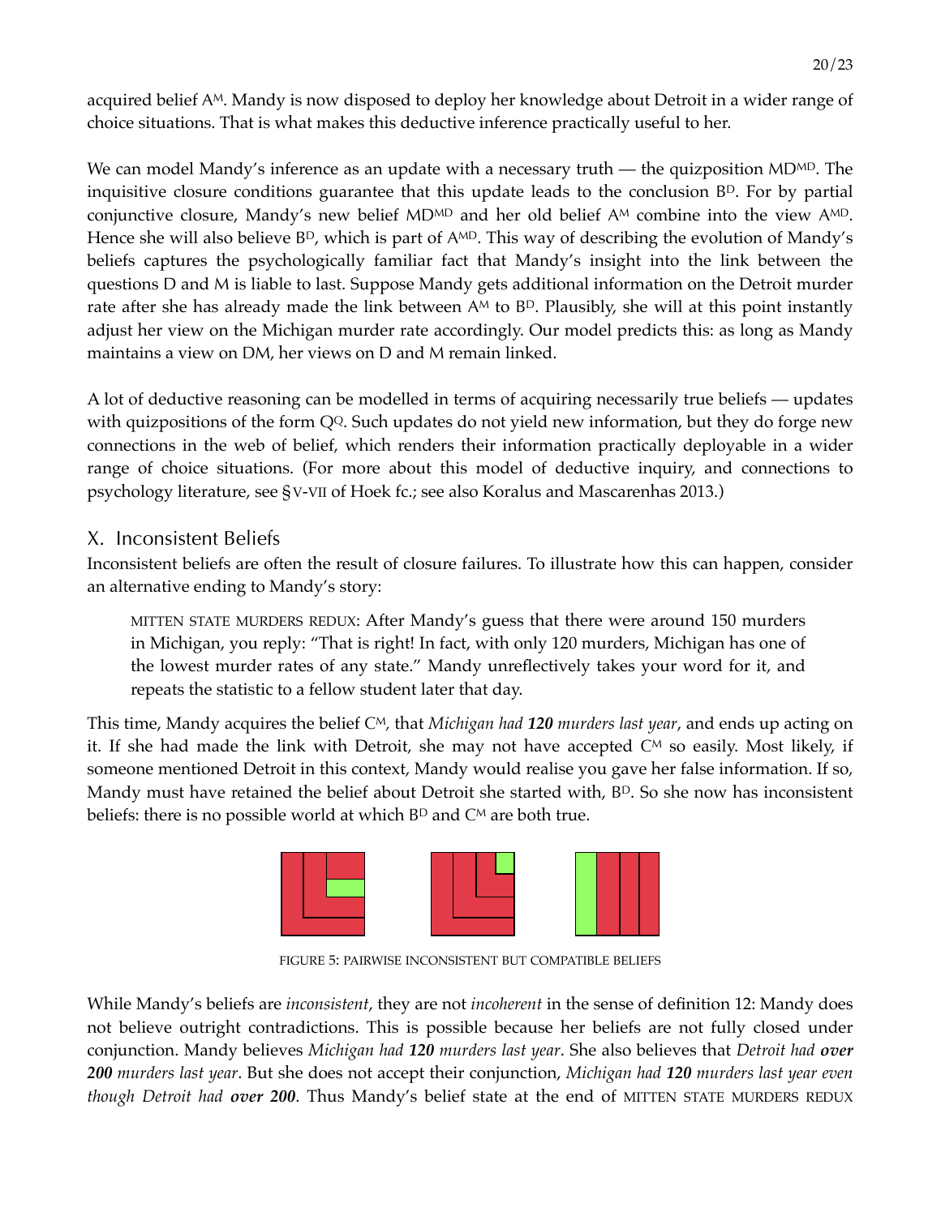acquired belief $A^M$. Mandy is now disposed to deploy her knowledge about Detroit in a wider range of choice situations. That is what makes this deductive inference practically useful to her.

We can model Mandy's inference as an update with a necessary truth — the quizposition $MD^{MD}$. The inquisitive closure conditions guarantee that this update leads to the conclusion $B^D$. For by partial conjunctive closure, Mandy's new belief $MD^{MD}$ and her old belief $A^M$ combine into the view $A^{MD}$. Hence she will also believe $B^D$, which is part of $A^{MD}$. This way of describing the evolution of Mandy's beliefs captures the psychologically familiar fact that Mandy's insight into the link between the questions D and M is liable to last. Suppose Mandy gets additional information on the Detroit murder rate after she has already made the link between $A^M$ to $B^D$. Plausibly, she will at this point instantly adjust her view on the Michigan murder rate accordingly. Our model predicts this: as long as Mandy maintains a view on DM, her views on D and M remain linked.

A lot of deductive reasoning can be modelled in terms of acquiring necessarily true beliefs — updates with quizpositions of the form $Q^Q$. Such updates do not yield new information, but they do forge new connections in the web of belief, which renders their information practically deployable in a wider range of choice situations. (For more about this model of deductive inquiry, and connections to psychology literature, see §V-VII of Hoek fc.; see also Koralus and Mascarenhas 2013.)

## X. Inconsistent Beliefs

Inconsistent beliefs are often the result of closure failures. To illustrate how this can happen, consider an alternative ending to Mandy's story:

> MITTEN STATE MURDERS REDUX: After Mandy's guess that there were around 150 murders in Michigan, you reply: "That is right! In fact, with only 120 murders, Michigan has one of the lowest murder rates of any state." Mandy unreflectively takes your word for it, and repeats the statistic to a fellow student later that day.

This time, Mandy acquires the belief $C^M$, that *Michigan had **120** murders last year*, and ends up acting on it. If she had made the link with Detroit, she may not have accepted $C^M$ so easily. Most likely, if someone mentioned Detroit in this context, Mandy would realise you gave her false information. If so, Mandy must have retained the belief about Detroit she started with, $B^D$. So she now has inconsistent beliefs: there is no possible world at which $B^D$ and $C^M$ are both true.

FIGURE 5: PAIRWISE INCONSISTENT BUT COMPATIBLE BELIEFS

While Mandy's beliefs are *inconsistent*, they are not *incoherent* in the sense of definition 12: Mandy does not believe outright contradictions. This is possible because her beliefs are not fully closed under conjunction. Mandy believes *Michigan had **120** murders last year*. She also believes that *Detroit had **over 200** murders last year*. But she does not accept their conjunction, *Michigan had **120** murders last year even though Detroit had **over 200***. Thus Mandy's belief state at the end of MITTEN STATE MURDERS REDUX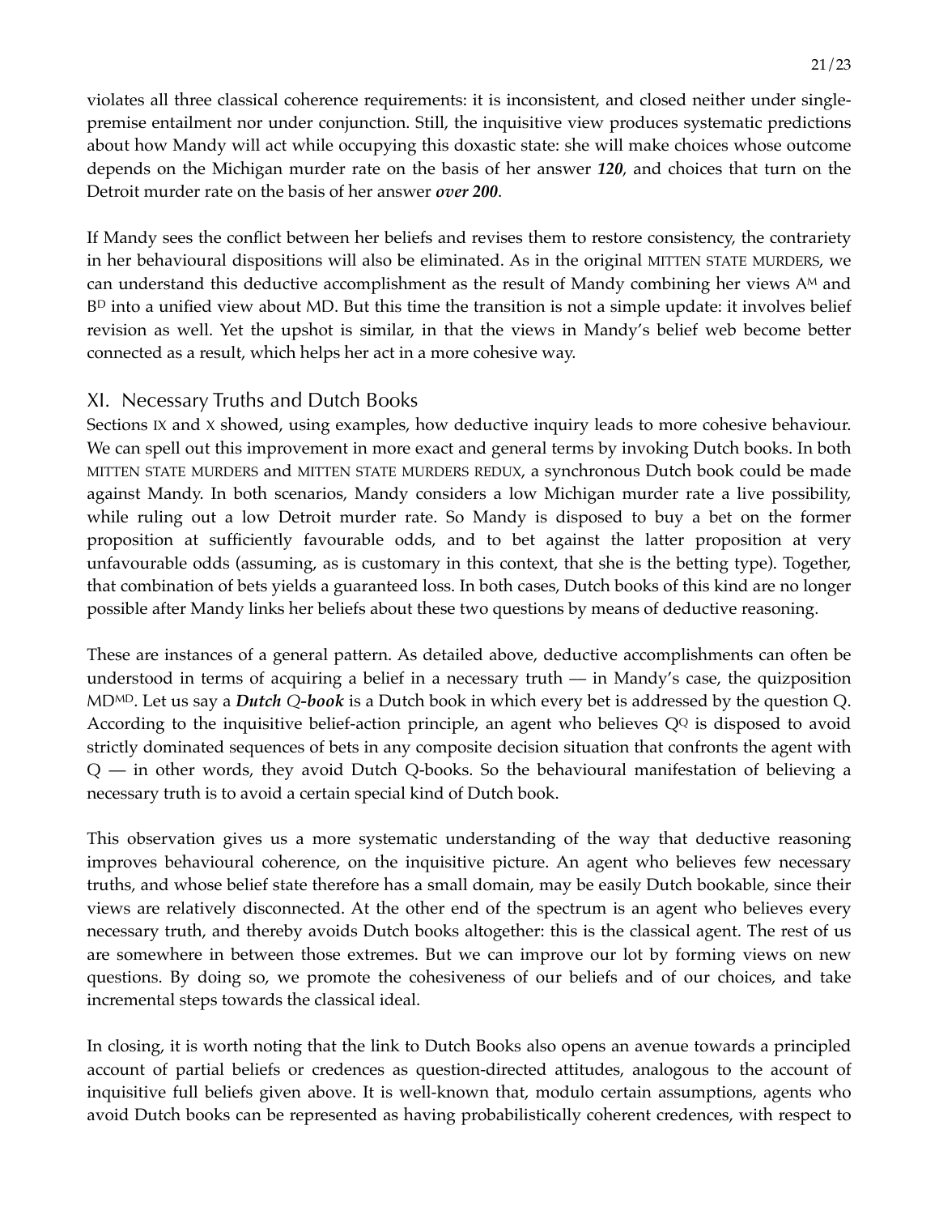violates all three classical coherence requirements: it is inconsistent, and closed neither under single-premise entailment nor under conjunction. Still, the inquisitive view produces systematic predictions about how Mandy will act while occupying this doxastic state: she will make choices whose outcome depends on the Michigan murder rate on the basis of her answer ***120***, and choices that turn on the Detroit murder rate on the basis of her answer ***over 200***.

If Mandy sees the conflict between her beliefs and revises them to restore consistency, the contrariety in her behavioural dispositions will also be eliminated. As in the original MITTEN STATE MURDERS, we can understand this deductive accomplishment as the result of Mandy combining her views $A^M$ and $B^D$ into a unified view about MD. But this time the transition is not a simple update: it involves belief revision as well. Yet the upshot is similar, in that the views in Mandy's belief web become better connected as a result, which helps her act in a more cohesive way.

## XI. Necessary Truths and Dutch Books

Sections IX and X showed, using examples, how deductive inquiry leads to more cohesive behaviour. We can spell out this improvement in more exact and general terms by invoking Dutch books. In both MITTEN STATE MURDERS and MITTEN STATE MURDERS REDUX, a synchronous Dutch book could be made against Mandy. In both scenarios, Mandy considers a low Michigan murder rate a live possibility, while ruling out a low Detroit murder rate. So Mandy is disposed to buy a bet on the former proposition at sufficiently favourable odds, and to bet against the latter proposition at very unfavourable odds (assuming, as is customary in this context, that she is the betting type). Together, that combination of bets yields a guaranteed loss. In both cases, Dutch books of this kind are no longer possible after Mandy links her beliefs about these two questions by means of deductive reasoning.

These are instances of a general pattern. As detailed above, deductive accomplishments can often be understood in terms of acquiring a belief in a necessary truth — in Mandy's case, the quizposition $MD^{MD}$. Let us say a ***Dutch Q-book*** is a Dutch book in which every bet is addressed by the question Q. According to the inquisitive belief-action principle, an agent who believes $Q^Q$ is disposed to avoid strictly dominated sequences of bets in any composite decision situation that confronts the agent with Q — in other words, they avoid Dutch Q-books. So the behavioural manifestation of believing a necessary truth is to avoid a certain special kind of Dutch book.

This observation gives us a more systematic understanding of the way that deductive reasoning improves behavioural coherence, on the inquisitive picture. An agent who believes few necessary truths, and whose belief state therefore has a small domain, may be easily Dutch bookable, since their views are relatively disconnected. At the other end of the spectrum is an agent who believes every necessary truth, and thereby avoids Dutch books altogether: this is the classical agent. The rest of us are somewhere in between those extremes. But we can improve our lot by forming views on new questions. By doing so, we promote the cohesiveness of our beliefs and of our choices, and take incremental steps towards the classical ideal.

In closing, it is worth noting that the link to Dutch Books also opens an avenue towards a principled account of partial beliefs or credences as question-directed attitudes, analogous to the account of inquisitive full beliefs given above. It is well-known that, modulo certain assumptions, agents who avoid Dutch books can be represented as having probabilistically coherent credences, with respect to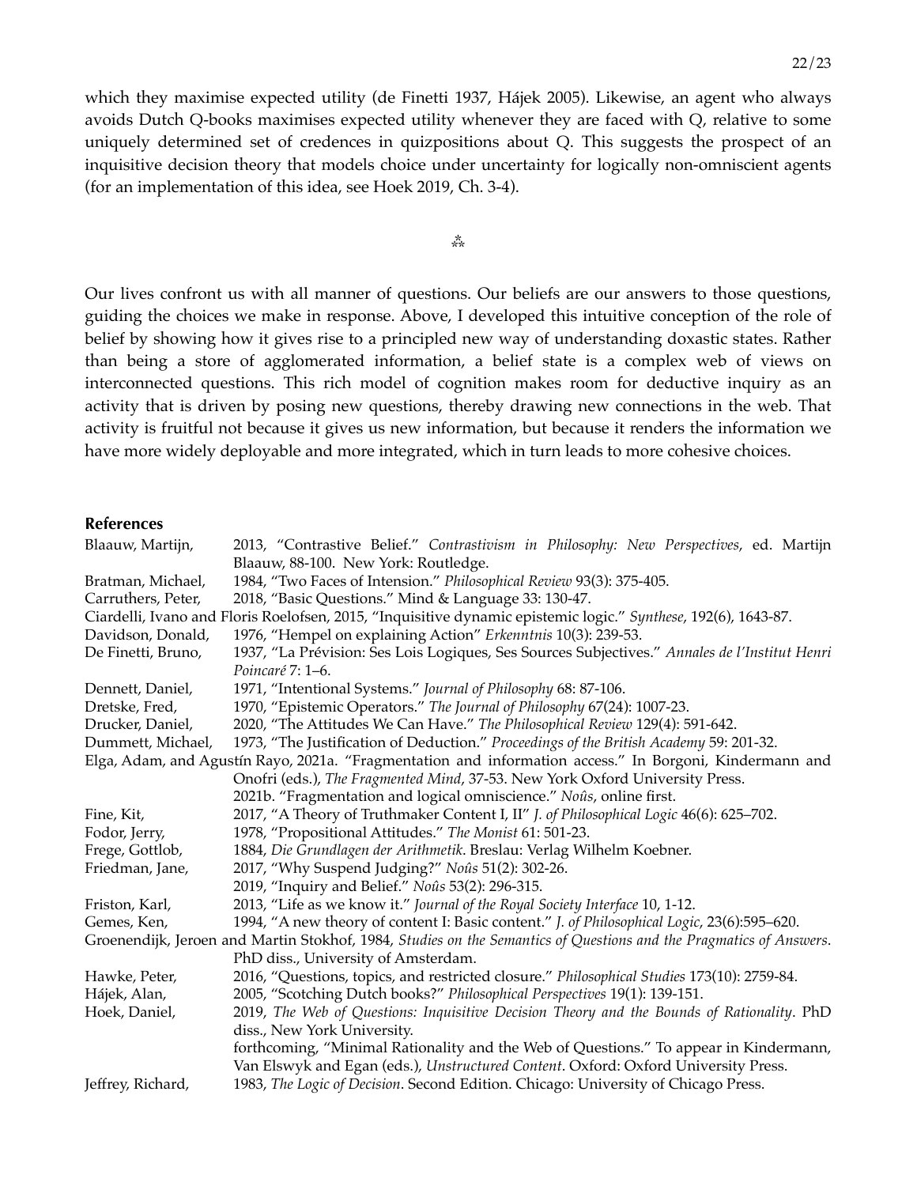which they maximise expected utility (de Finetti 1937, Hájek 2005). Likewise, an agent who always avoids Dutch Q-books maximises expected utility whenever they are faced with Q, relative to some uniquely determined set of credences in quizpositions about Q. This suggests the prospect of an inquisitive decision theory that models choice under uncertainty for logically non-omniscient agents (for an implementation of this idea, see Hoek 2019, Ch. 3-4).

⁂

Our lives confront us with all manner of questions. Our beliefs are our answers to those questions, guiding the choices we make in response. Above, I developed this intuitive conception of the role of belief by showing how it gives rise to a principled new way of understanding doxastic states. Rather than being a store of agglomerated information, a belief state is a complex web of views on interconnected questions. This rich model of cognition makes room for deductive inquiry as an activity that is driven by posing new questions, thereby drawing new connections in the web. That activity is fruitful not because it gives us new information, but because it renders the information we have more widely deployable and more integrated, which in turn leads to more cohesive choices.

## References

Blaauw, Martijn, 2013, "Contrastive Belief." *Contrastivism in Philosophy: New Perspectives*, ed. Martijn Blaauw, 88-100. New York: Routledge.

Bratman, Michael, 1984, "Two Faces of Intension." *Philosophical Review* 93(3): 375-405.

Carruthers, Peter, 2018, "Basic Questions." Mind & Language 33: 130-47.

Ciardelli, Ivano and Floris Roelofsen, 2015, "Inquisitive dynamic epistemic logic." *Synthese*, 192(6), 1643-87.

Davidson, Donald, 1976, "Hempel on explaining Action" *Erkenntnis* 10(3): 239-53.

De Finetti, Bruno, 1937, "La Prévision: Ses Lois Logiques, Ses Sources Subjectives." *Annales de l'Institut Henri Poincaré* 7: 1–6.

Dennett, Daniel, 1971, "Intentional Systems." *Journal of Philosophy* 68: 87-106.

Dretske, Fred, 1970, "Epistemic Operators." *The Journal of Philosophy* 67(24): 1007-23.

Drucker, Daniel, 2020, "The Attitudes We Can Have." *The Philosophical Review* 129(4): 591-642.

Dummett, Michael, 1973, "The Justification of Deduction." *Proceedings of the British Academy* 59: 201-32.

Elga, Adam, and Agustín Rayo, 2021a. "Fragmentation and information access." In Borgoni, Kindermann and Onofri (eds.), *The Fragmented Mind*, 37-53. New York Oxford University Press.

2021b. "Fragmentation and logical omniscience." *Noûs*, online first.

Fine, Kit, 2017, "A Theory of Truthmaker Content I, II" *J. of Philosophical Logic* 46(6): 625–702.

Fodor, Jerry, 1978, "Propositional Attitudes." *The Monist* 61: 501-23.

Frege, Gottlob, 1884, *Die Grundlagen der Arithmetik*. Breslau: Verlag Wilhelm Koebner.

Friedman, Jane, 2017, "Why Suspend Judging?" *Noûs* 51(2): 302-26.

2019, "Inquiry and Belief." *Noûs* 53(2): 296-315.

Friston, Karl, 2013, "Life as we know it." *Journal of the Royal Society Interface* 10, 1-12.

Gemes, Ken, 1994, "A new theory of content I: Basic content." *J. of Philosophical Logic*, 23(6):595–620.

Groenendijk, Jeroen and Martin Stokhof, 1984, *Studies on the Semantics of Questions and the Pragmatics of Answers*. PhD diss., University of Amsterdam.

Hawke, Peter, 2016, "Questions, topics, and restricted closure." *Philosophical Studies* 173(10): 2759-84.

Hájek, Alan, 2005, "Scotching Dutch books?" *Philosophical Perspectives* 19(1): 139-151.

Hoek, Daniel, 2019, *The Web of Questions: Inquisitive Decision Theory and the Bounds of Rationality*. PhD diss., New York University.

forthcoming, "Minimal Rationality and the Web of Questions." To appear in Kindermann, Van Elswyk and Egan (eds.), *Unstructured Content*. Oxford: Oxford University Press.

Jeffrey, Richard, 1983, *The Logic of Decision*. Second Edition. Chicago: University of Chicago Press.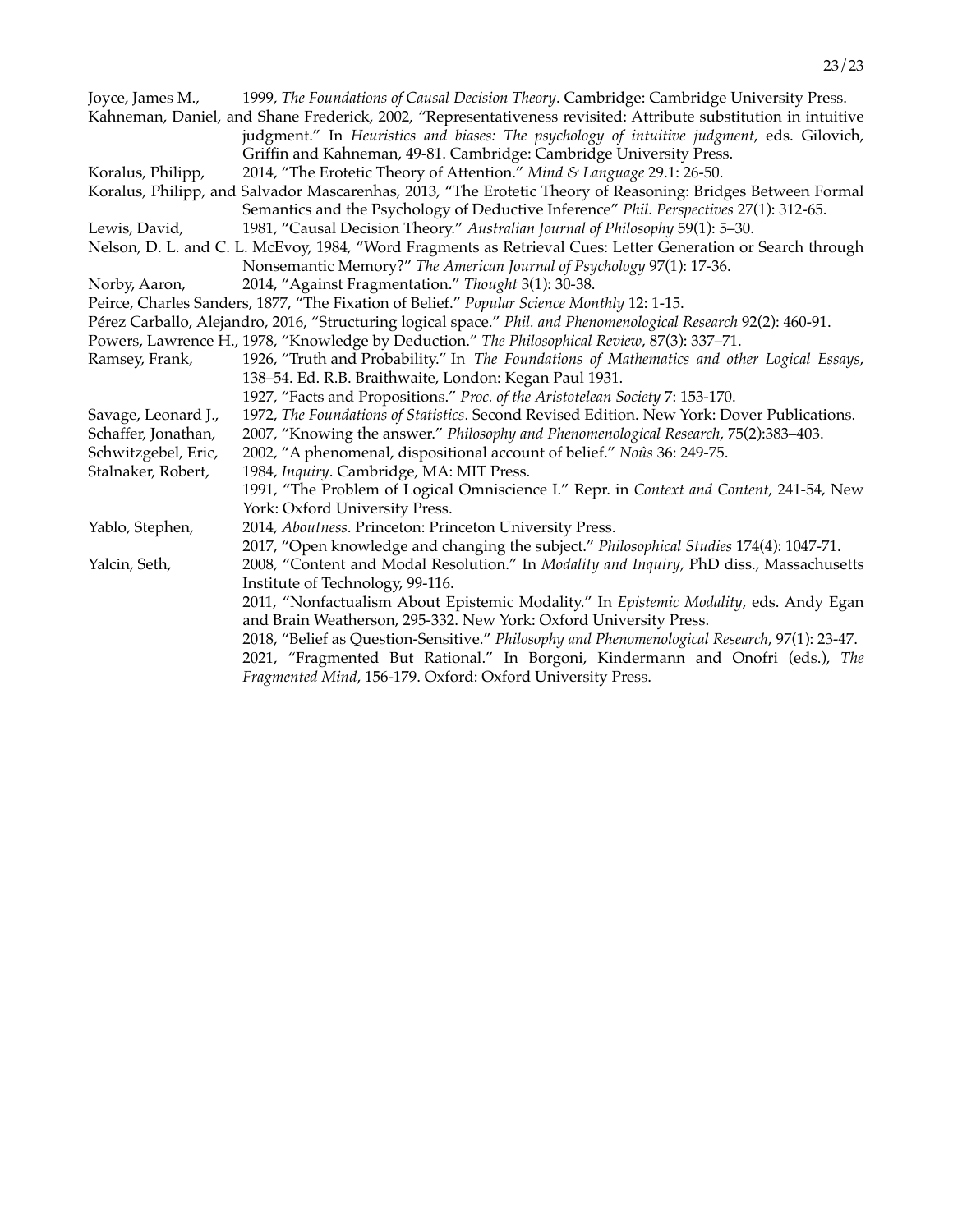Joyce, James M., 1999, *The Foundations of Causal Decision Theory*. Cambridge: Cambridge University Press.

Kahneman, Daniel, and Shane Frederick, 2002, "Representativeness revisited: Attribute substitution in intuitive judgment." In *Heuristics and biases: The psychology of intuitive judgment*, eds. Gilovich, Griffin and Kahneman, 49-81. Cambridge: Cambridge University Press.

Koralus, Philipp, 2014, "The Erotetic Theory of Attention." *Mind & Language* 29.1: 26-50.

Koralus, Philipp, and Salvador Mascarenhas, 2013, "The Erotetic Theory of Reasoning: Bridges Between Formal Semantics and the Psychology of Deductive Inference" *Phil. Perspectives* 27(1): 312-65.

Lewis, David, 1981, "Causal Decision Theory." *Australian Journal of Philosophy* 59(1): 5–30.

Nelson, D. L. and C. L. McEvoy, 1984, "Word Fragments as Retrieval Cues: Letter Generation or Search through Nonsemantic Memory?" *The American Journal of Psychology* 97(1): 17-36.

Norby, Aaron, 2014, "Against Fragmentation." *Thought* 3(1): 30-38.

Peirce, Charles Sanders, 1877, "The Fixation of Belief." *Popular Science Monthly* 12: 1-15.

Pérez Carballo, Alejandro, 2016, "Structuring logical space." *Phil. and Phenomenological Research* 92(2): 460-91.

Powers, Lawrence H., 1978, "Knowledge by Deduction." *The Philosophical Review*, 87(3): 337–71.

Ramsey, Frank, 1926, "Truth and Probability." In *The Foundations of Mathematics and other Logical Essays*, 138–54. Ed. R.B. Braithwaite, London: Kegan Paul 1931.
1927, "Facts and Propositions." *Proc. of the Aristotelean Society* 7: 153-170.

Savage, Leonard J., 1972, *The Foundations of Statistics*. Second Revised Edition. New York: Dover Publications.

Schaffer, Jonathan, 2007, "Knowing the answer." *Philosophy and Phenomenological Research*, 75(2):383–403.

Schwitzgebel, Eric, 2002, "A phenomenal, dispositional account of belief." *Noûs* 36: 249-75.

Stalnaker, Robert, 1984, *Inquiry*. Cambridge, MA: MIT Press.
1991, "The Problem of Logical Omniscience I." Repr. in *Context and Content*, 241-54, New York: Oxford University Press.

Yablo, Stephen, 2014, *Aboutness*. Princeton: Princeton University Press.
2017, "Open knowledge and changing the subject." *Philosophical Studies* 174(4): 1047-71.

Yalcin, Seth, 2008, "Content and Modal Resolution." In *Modality and Inquiry*, PhD diss., Massachusetts Institute of Technology, 99-116.
2011, "Nonfactualism About Epistemic Modality." In *Epistemic Modality*, eds. Andy Egan and Brain Weatherson, 295-332. New York: Oxford University Press.
2018, "Belief as Question-Sensitive." *Philosophy and Phenomenological Research*, 97(1): 23-47.
2021, "Fragmented But Rational." In Borgoni, Kindermann and Onofri (eds.), *The Fragmented Mind*, 156-179. Oxford: Oxford University Press.